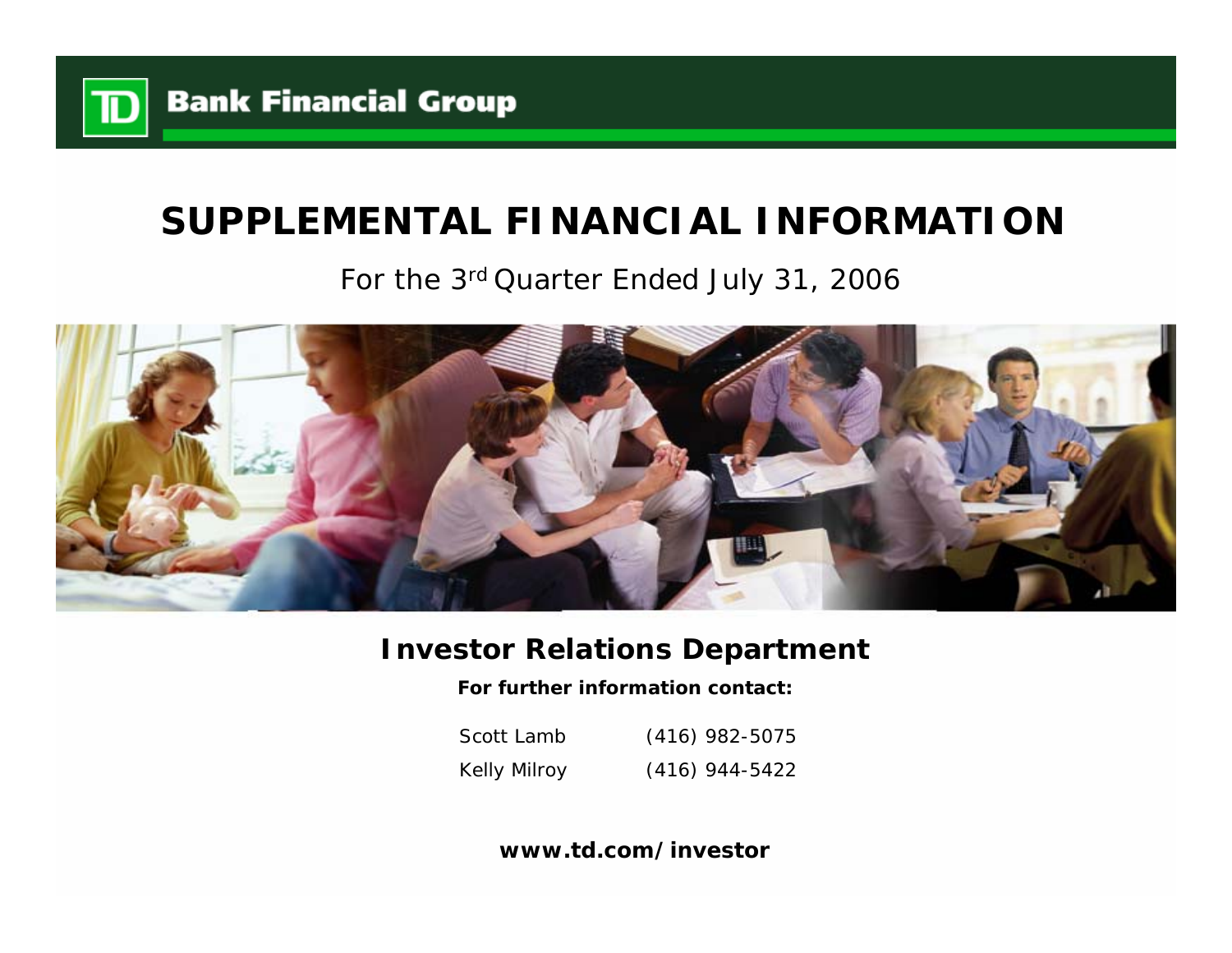**Bank Financial Group**

# SUPPLEMENTAL FINANCIAL INFORMATION

For the 3rd Quarter Ended July 31, 2006

## Investor Relations Department

**For further information contact:**

Scott Lamb (416) 982-5075

Kelly Milroy (416) 944-5422

**www.td.com/investor**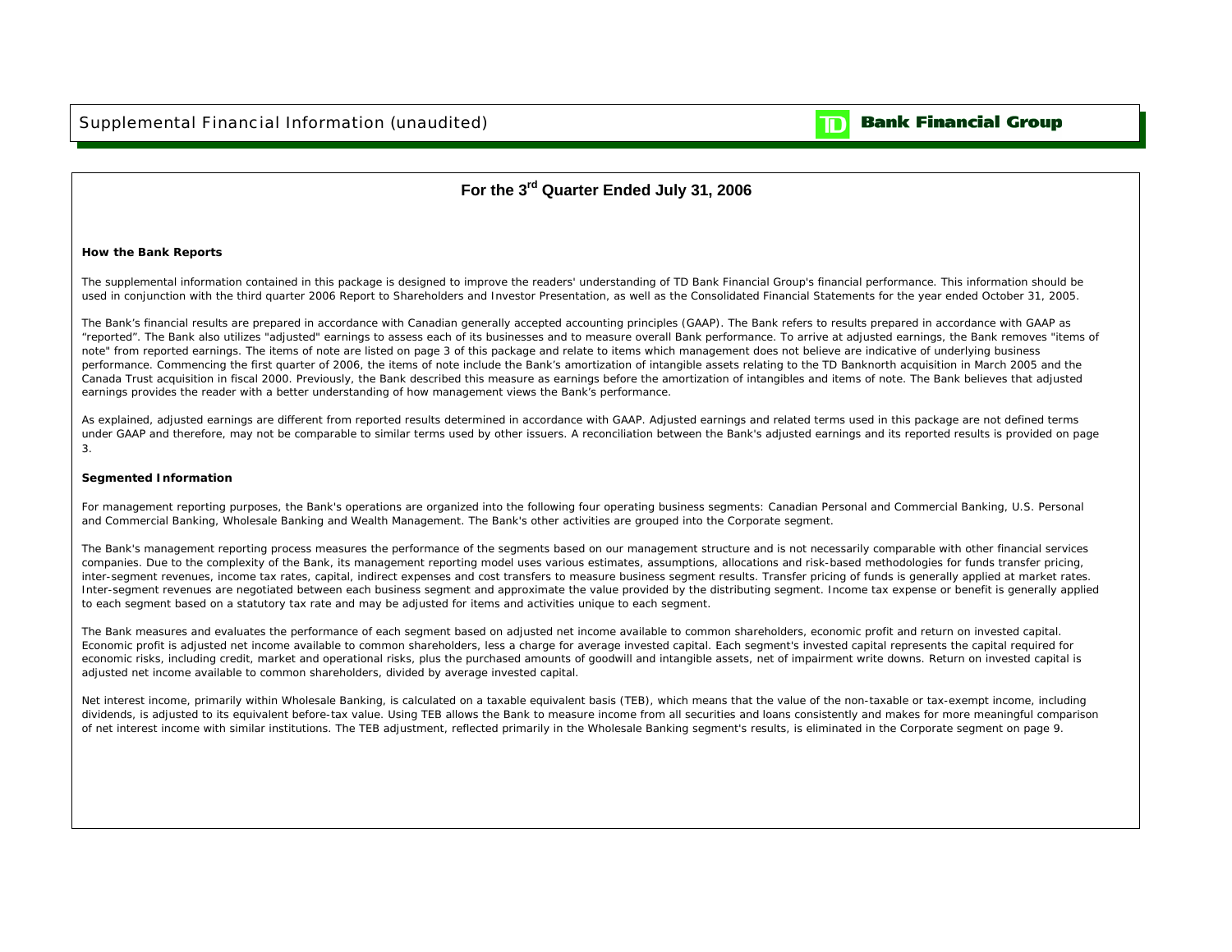# Supplemental Financial Information (unaudited)

**TD Bank Financial Group**

## For the 3rd Quarter Ended July 31, 2006

### How the Bank Reports

The supplemental information contained in this package is designed to improve the readers' understanding of TD Bank Financial Group's financial performance. This information should be used in conjunction with the third quarter 2006 Report to Shareholders and Investor Presentation, as well as the Consolidated Financial Statements for the year ended October 31, 2005.

The Bank's financial results are prepared in accordance with Canadian generally accepted accounting principles (GAAP). The Bank refers to results prepared in accordance with GAAP as "reported". The Bank also utilizes "adjusted" earnings to assess each of its businesses and to measure overall Bank performance. To arrive at adjusted earnings, the Bank removes "items of note" from reported earnings. The items of note are listed on page 3 of this package and relate to items which management does not believe are indicative of underlying business performance. Commencing the first quarter of 2006, the items of note include the Bank's amortization of intangible assets relating to the TD Banknorth acquisition in March 2005 and the Canada Trust acquisition in fiscal 2000. Previously, the Bank described this measure as earnings before the amortization of intangibles and items of note. The Bank believes that adjusted earnings provides the reader with a better understanding of how management views the Bank's performance.

As explained, adjusted earnings are different from reported results determined in accordance with GAAP. Adjusted earnings and related terms used in this package are not defined terms under GAAP and therefore, may not be comparable to similar terms used by other issuers. A reconciliation between the Bank's adjusted earnings and its reported results is provided on page 3.

### Segmented Information

For management reporting purposes, the Bank's operations are organized into the following four operating business segments: Canadian Personal and Commercial Banking, U.S. Personal and Commercial Banking, Wholesale Banking and Wealth Management. The Bank's other activities are grouped into the Corporate segment.

The Bank's management reporting process measures the performance of the segments based on our management structure and is not necessarily comparable with other financial services companies. Due to the complexity of the Bank, its management reporting model uses various estimates, assumptions, allocations and risk-based methodologies for funds transfer pricing, inter-segment revenues, income tax rates, capital, indirect expenses and cost transfers to measure business segment results. Transfer pricing of funds is generally applied at market rates. Inter-segment revenues are negotiated between each business segment and approximate the value provided by the distributing segment. Income tax expense or benefit is generally applied to each segment based on a statutory tax rate and may be adjusted for items and activities unique to each segment.

The Bank measures and evaluates the performance of each segment based on adjusted net income available to common shareholders, economic profit and return on invested capital. Economic profit is adjusted net income available to common shareholders, less a charge for average invested capital. Each segment's invested capital represents the capital required for economic risks, including credit, market and operational risks, plus the purchased amounts of goodwill and intangible assets, net of impairment write downs. Return on invested capital is adjusted net income available to common shareholders, divided by average invested capital.

Net interest income, primarily within Wholesale Banking, is calculated on a taxable equivalent basis (TEB), which means that the value of the non-taxable or tax-exempt income, including dividends, is adjusted to its equivalent before-tax value. Using TEB allows the Bank to measure income from all securities and loans consistently and makes for more meaningful comparison of net interest income with similar institutions. The TEB adjustment, reflected primarily in the Wholesale Banking segment's results, is eliminated in the Corporate segment on page 9.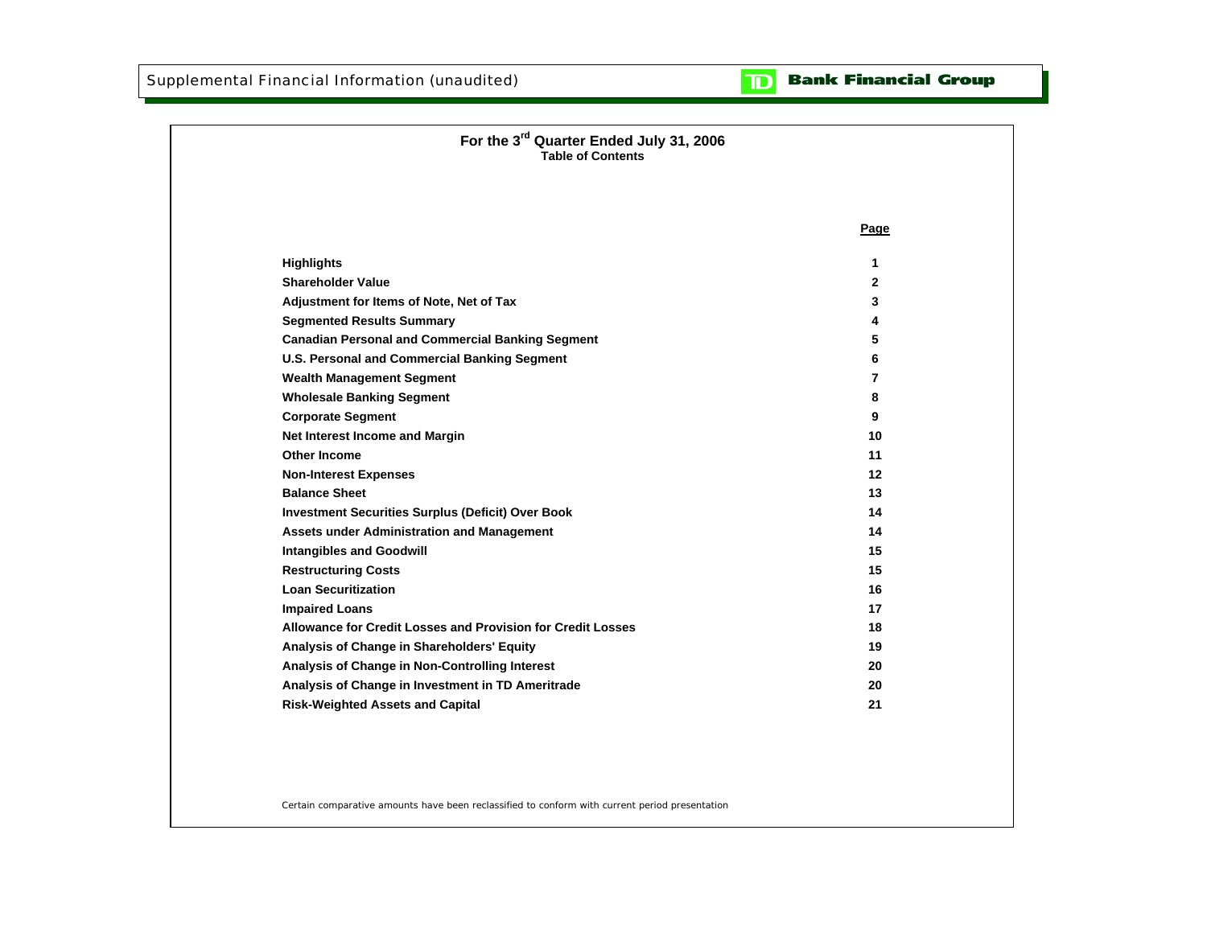# For the 3rd Quarter Ended July 31, 2006

## Table of Contents

| | Page |
|---|---|
| **Highlights** | **1** |
| **Shareholder Value** | **2** |
| **Adjustment for Items of Note, Net of Tax** | **3** |
| **Segmented Results Summary** | **4** |
| **Canadian Personal and Commercial Banking Segment** | **5** |
| **U.S. Personal and Commercial Banking Segment** | **6** |
| **Wealth Management Segment** | **7** |
| **Wholesale Banking Segment** | **8** |
| **Corporate Segment** | **9** |
| **Net Interest Income and Margin** | **10** |
| **Other Income** | **11** |
| **Non-Interest Expenses** | **12** |
| **Balance Sheet** | **13** |
| **Investment Securities Surplus (Deficit) Over Book** | **14** |
| **Assets under Administration and Management** | **14** |
| **Intangibles and Goodwill** | **15** |
| **Restructuring Costs** | **15** |
| **Loan Securitization** | **16** |
| **Impaired Loans** | **17** |
| **Allowance for Credit Losses and Provision for Credit Losses** | **18** |
| **Analysis of Change in Shareholders' Equity** | **19** |
| **Analysis of Change in Non-Controlling Interest** | **20** |
| **Analysis of Change in Investment in TD Ameritrade** | **20** |
| **Risk-Weighted Assets and Capital** | **21** |

*Certain comparative amounts have been reclassified to conform with current period presentation*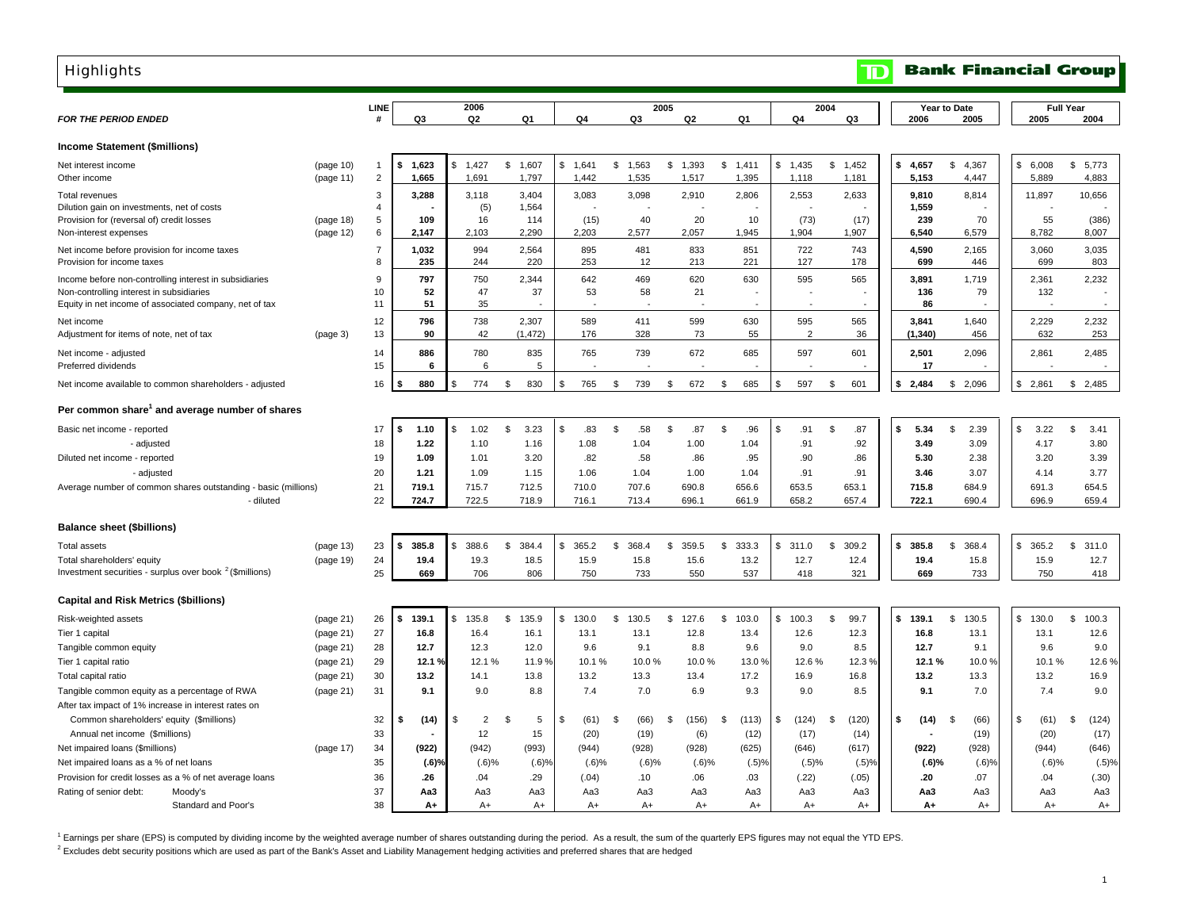# Highlights

**TD Bank Financial Group**

| *FOR THE PERIOD ENDED* | | LINE # | 2006 Q3 | 2006 Q2 | 2006 Q1 | 2005 Q4 | 2005 Q3 | 2005 Q2 | 2005 Q1 | 2004 Q4 | 2004 Q3 | Year to Date 2006 | Year to Date 2005 | Full Year 2005 | Full Year 2004 |
|---|---|---|---|---|---|---|---|---|---|---|---|---|---|---|---|
| **Income Statement ($millions)** | | | | | | | | | | | | | | | |
| Net interest income | (page 10) | 1 | **$ 1,623** | $ 1,427 | $ 1,607 | $ 1,641 | $ 1,563 | $ 1,393 | $ 1,411 | $ 1,435 | $ 1,452 | **$ 4,657** | $ 4,367 | $ 6,008 | $ 5,773 |
| Other income | (page 11) | 2 | **1,665** | 1,691 | 1,797 | 1,442 | 1,535 | 1,517 | 1,395 | 1,118 | 1,181 | **5,153** | 4,447 | 5,889 | 4,883 |
| Total revenues | | 3 | **3,288** | 3,118 | 3,404 | 3,083 | 3,098 | 2,910 | 2,806 | 2,553 | 2,633 | **9,810** | 8,814 | 11,897 | 10,656 |
| Dilution gain on investments, net of costs | | 4 | **-** | (5) | 1,564 | - | - | - | - | - | - | **1,559** | - | - | - |
| Provision for (reversal of) credit losses | (page 18) | 5 | **109** | 16 | 114 | (15) | 40 | 20 | 10 | (73) | (17) | **239** | 70 | 55 | (386) |
| Non-interest expenses | (page 12) | 6 | **2,147** | 2,103 | 2,290 | 2,203 | 2,577 | 2,057 | 1,945 | 1,904 | 1,907 | **6,540** | 6,579 | 8,782 | 8,007 |
| Net income before provision for income taxes | | 7 | **1,032** | 994 | 2,564 | 895 | 481 | 833 | 851 | 722 | 743 | **4,590** | 2,165 | 3,060 | 3,035 |
| Provision for income taxes | | 8 | **235** | 244 | 220 | 253 | 12 | 213 | 221 | 127 | 178 | **699** | 446 | 699 | 803 |
| Income before non-controlling interest in subsidiaries | | 9 | **797** | 750 | 2,344 | 642 | 469 | 620 | 630 | 595 | 565 | **3,891** | 1,719 | 2,361 | 2,232 |
| Non-controlling interest in subsidiaries | | 10 | **52** | 47 | 37 | 53 | 58 | 21 | - | - | - | **136** | 79 | 132 | - |
| Equity in net income of associated company, net of tax | | 11 | **51** | 35 | - | - | - | - | - | - | - | **86** | - | - | - |
| Net income | | 12 | **796** | 738 | 2,307 | 589 | 411 | 599 | 630 | 595 | 565 | **3,841** | 1,640 | 2,229 | 2,232 |
| Adjustment for items of note, net of tax | (page 3) | 13 | **90** | 42 | (1,472) | 176 | 328 | 73 | 55 | 2 | 36 | **(1,340)** | 456 | 632 | 253 |
| Net income - adjusted | | 14 | **886** | 780 | 835 | 765 | 739 | 672 | 685 | 597 | 601 | **2,501** | 2,096 | 2,861 | 2,485 |
| Preferred dividends | | 15 | **6** | 6 | 5 | - | - | - | - | - | - | **17** | - | - | - |
| Net income available to common shareholders - adjusted | | 16 | **$ 880** | $ 774 | $ 830 | $ 765 | $ 739 | $ 672 | $ 685 | $ 597 | $ 601 | **$ 2,484** | $ 2,096 | $ 2,861 | $ 2,485 |
| **Per common share[1] and average number of shares** | | | | | | | | | | | | | | | |
| Basic net income - reported | | 17 | **$ 1.10** | $ 1.02 | $ 3.23 | $ .83 | $ .58 | $ .87 | $ .96 | $ .91 | $ .87 | **$ 5.34** | $ 2.39 | $ 3.22 | $ 3.41 |
| - adjusted | | 18 | **1.22** | 1.10 | 1.16 | 1.08 | 1.04 | 1.00 | 1.04 | .91 | .92 | **3.49** | 3.09 | 4.17 | 3.80 |
| Diluted net income - reported | | 19 | **1.09** | 1.01 | 3.20 | .82 | .58 | .86 | .95 | .90 | .86 | **5.30** | 2.38 | 3.20 | 3.39 |
| - adjusted | | 20 | **1.21** | 1.09 | 1.15 | 1.06 | 1.04 | 1.00 | 1.04 | .91 | .91 | **3.46** | 3.07 | 4.14 | 3.77 |
| Average number of common shares outstanding - basic (millions) | | 21 | **719.1** | 715.7 | 712.5 | 710.0 | 707.6 | 690.8 | 656.6 | 653.5 | 653.1 | **715.8** | 684.9 | 691.3 | 654.5 |
| - diluted | | 22 | **724.7** | 722.5 | 718.9 | 716.1 | 713.4 | 696.1 | 661.9 | 658.2 | 657.4 | **722.1** | 690.4 | 696.9 | 659.4 |
| **Balance sheet ($billions)** | | | | | | | | | | | | | | | |
| Total assets | (page 13) | 23 | **$ 385.8** | $ 388.6 | $ 384.4 | $ 365.2 | $ 368.4 | $ 359.5 | $ 333.3 | $ 311.0 | $ 309.2 | **$ 385.8** | $ 368.4 | $ 365.2 | $ 311.0 |
| Total shareholders' equity | (page 19) | 24 | **19.4** | 19.3 | 18.5 | 15.9 | 15.8 | 15.6 | 13.2 | 12.7 | 12.4 | **19.4** | 15.8 | 15.9 | 12.7 |
| Investment securities - surplus over book [2] ($millions) | | 25 | **669** | 706 | 806 | 750 | 733 | 550 | 537 | 418 | 321 | **669** | 733 | 750 | 418 |
| **Capital and Risk Metrics ($billions)** | | | | | | | | | | | | | | | |
| Risk-weighted assets | (page 21) | 26 | **$ 139.1** | $ 135.8 | $ 135.9 | $ 130.0 | $ 130.5 | $ 127.6 | $ 103.0 | $ 100.3 | $ 99.7 | **$ 139.1** | $ 130.5 | $ 130.0 | $ 100.3 |
| Tier 1 capital | (page 21) | 27 | **16.8** | 16.4 | 16.1 | 13.1 | 13.1 | 12.8 | 13.4 | 12.6 | 12.3 | **16.8** | 13.1 | 13.1 | 12.6 |
| Tangible common equity | (page 21) | 28 | **12.7** | 12.3 | 12.0 | 9.6 | 9.1 | 8.8 | 9.6 | 9.0 | 8.5 | **12.7** | 9.1 | 9.6 | 9.0 |
| Tier 1 capital ratio | (page 21) | 29 | **12.1 %** | 12.1 % | 11.9 % | 10.1 % | 10.0 % | 10.0 % | 13.0 % | 12.6 % | 12.3 % | **12.1 %** | 10.0 % | 10.1 % | 12.6 % |
| Total capital ratio | (page 21) | 30 | **13.2** | 14.1 | 13.8 | 13.2 | 13.3 | 13.4 | 17.2 | 16.9 | 16.8 | **13.2** | 13.3 | 13.2 | 16.9 |
| Tangible common equity as a percentage of RWA | (page 21) | 31 | **9.1** | 9.0 | 8.8 | 7.4 | 7.0 | 6.9 | 9.3 | 9.0 | 8.5 | **9.1** | 7.0 | 7.4 | 9.0 |
| After tax impact of 1% increase in interest rates on | | | | | | | | | | | | | | | |
| Common shareholders' equity ($millions) | | 32 | **$ (14)** | $ 2 | $ 5 | $ (61) | $ (66) | $ (156) | $ (113) | $ (124) | $ (120) | **$ (14)** | $ (66) | $ (61) | $ (124) |
| Annual net income ($millions) | | 33 | **-** | 12 | 15 | (20) | (19) | (6) | (12) | (17) | (14) | **-** | (19) | (20) | (17) |
| Net impaired loans ($millions) | (page 17) | 34 | **(922)** | (942) | (993) | (944) | (928) | (928) | (625) | (646) | (617) | **(922)** | (928) | (944) | (646) |
| Net impaired loans as a % of net loans | | 35 | **(.6)%** | (.6)% | (.6)% | (.6)% | (.6)% | (.6)% | (.5)% | (.5)% | (.5)% | **(.6)%** | (.6)% | (.6)% | (.5)% |
| Provision for credit losses as a % of net average loans | | 36 | **.26** | .04 | .29 | (.04) | .10 | .06 | .03 | (.22) | (.05) | **.20** | .07 | .04 | (.30) |
| Rating of senior debt: Moody's | | 37 | **Aa3** | Aa3 | Aa3 | Aa3 | Aa3 | Aa3 | Aa3 | Aa3 | Aa3 | **Aa3** | Aa3 | Aa3 | Aa3 |
| Standard and Poor's | | 38 | **A+** | A+ | A+ | A+ | A+ | A+ | A+ | A+ | A+ | **A+** | A+ | A+ | A+ |

[1] Earnings per share (EPS) is computed by dividing income by the weighted average number of shares outstanding during the period. As a result, the sum of the quarterly EPS figures may not equal the YTD EPS.

[2] Excludes debt security positions which are used as part of the Bank's Asset and Liability Management hedging activities and preferred shares that are hedged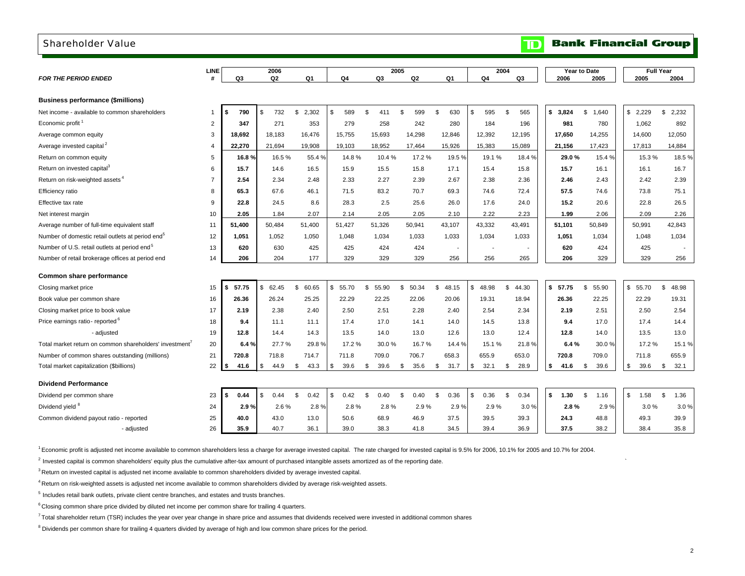## Shareholder Value

**TD Bank Financial Group**

| *FOR THE PERIOD ENDED* | LINE # | 2006 Q3 | 2006 Q2 | 2006 Q1 | 2005 Q4 | 2005 Q3 | 2005 Q2 | 2005 Q1 | 2004 Q4 | 2004 Q3 | Year to Date 2006 | Year to Date 2005 | Full Year 2005 | Full Year 2004 |
|---|---|---|---|---|---|---|---|---|---|---|---|---|---|---|
| **Business performance ($millions)** | | | | | | | | | | | | | | |
| Net income - available to common shareholders | 1 | **$ 790** | $ 732 | $ 2,302 | $ 589 | $ 411 | $ 599 | $ 630 | $ 595 | $ 565 | **$ 3,824** | $ 1,640 | $ 2,229 | $ 2,232 |
| Economic profit [1] | 2 | **347** | 271 | 353 | 279 | 258 | 242 | 280 | 184 | 196 | **981** | 780 | 1,062 | 892 |
| Average common equity | 3 | **18,692** | 18,183 | 16,476 | 15,755 | 15,693 | 14,298 | 12,846 | 12,392 | 12,195 | **17,650** | 14,255 | 14,600 | 12,050 |
| Average invested capital [2] | 4 | **22,270** | 21,694 | 19,908 | 19,103 | 18,952 | 17,464 | 15,926 | 15,383 | 15,089 | **21,156** | 17,423 | 17,813 | 14,884 |
| Return on common equity | 5 | **16.8 %** | 16.5 % | 55.4 % | 14.8 % | 10.4 % | 17.2 % | 19.5 % | 19.1 % | 18.4 % | **29.0 %** | 15.4 % | 15.3 % | 18.5 % |
| Return on invested capital [3] | 6 | **15.7** | 14.6 | 16.5 | 15.9 | 15.5 | 15.8 | 17.1 | 15.4 | 15.8 | **15.7** | 16.1 | 16.1 | 16.7 |
| Return on risk-weighted assets [4] | 7 | **2.54** | 2.34 | 2.48 | 2.33 | 2.27 | 2.39 | 2.67 | 2.38 | 2.36 | **2.46** | 2.43 | 2.42 | 2.39 |
| Efficiency ratio | 8 | **65.3** | 67.6 | 46.1 | 71.5 | 83.2 | 70.7 | 69.3 | 74.6 | 72.4 | **57.5** | 74.6 | 73.8 | 75.1 |
| Effective tax rate | 9 | **22.8** | 24.5 | 8.6 | 28.3 | 2.5 | 25.6 | 26.0 | 17.6 | 24.0 | **15.2** | 20.6 | 22.8 | 26.5 |
| Net interest margin | 10 | **2.05** | 1.84 | 2.07 | 2.14 | 2.05 | 2.05 | 2.10 | 2.22 | 2.23 | **1.99** | 2.06 | 2.09 | 2.26 |
| Average number of full-time equivalent staff | 11 | **51,400** | 50,484 | 51,400 | 51,427 | 51,326 | 50,941 | 43,107 | 43,332 | 43,491 | **51,101** | 50,849 | 50,991 | 42,843 |
| Number of domestic retail outlets at period end [5] | 12 | **1,051** | 1,052 | 1,050 | 1,048 | 1,034 | 1,033 | 1,033 | 1,034 | 1,033 | **1,051** | 1,034 | 1,048 | 1,034 |
| Number of U.S. retail outlets at period end [5] | 13 | **620** | 630 | 425 | 425 | 424 | 424 | - | - | - | **620** | 424 | 425 | - |
| Number of retail brokerage offices at period end | 14 | **206** | 204 | 177 | 329 | 329 | 329 | 256 | 256 | 265 | **206** | 329 | 329 | 256 |
| **Common share performance** | | | | | | | | | | | | | | |
| Closing market price | 15 | **$ 57.75** | $ 62.45 | $ 60.65 | $ 55.70 | $ 55.90 | $ 50.34 | $ 48.15 | $ 48.98 | $ 44.30 | **$ 57.75** | $ 55.90 | $ 55.70 | $ 48.98 |
| Book value per common share | 16 | **26.36** | 26.24 | 25.25 | 22.29 | 22.25 | 22.06 | 20.06 | 19.31 | 18.94 | **26.36** | 22.25 | 22.29 | 19.31 |
| Closing market price to book value | 17 | **2.19** | 2.38 | 2.40 | 2.50 | 2.51 | 2.28 | 2.40 | 2.54 | 2.34 | **2.19** | 2.51 | 2.50 | 2.54 |
| Price earnings ratio - reported [6] | 18 | **9.4** | 11.1 | 11.1 | 17.4 | 17.0 | 14.1 | 14.0 | 14.5 | 13.8 | **9.4** | 17.0 | 17.4 | 14.4 |
| - adjusted | 19 | **12.8** | 14.4 | 14.3 | 13.5 | 14.0 | 13.0 | 12.6 | 13.0 | 12.4 | **12.8** | 14.0 | 13.5 | 13.0 |
| Total market return on common shareholders' investment [7] | 20 | **6.4 %** | 27.7 % | 29.8 % | 17.2 % | 30.0 % | 16.7 % | 14.4 % | 15.1 % | 21.8 % | **6.4 %** | 30.0 % | 17.2 % | 15.1 % |
| Number of common shares outstanding (millions) | 21 | **720.8** | 718.8 | 714.7 | 711.8 | 709.0 | 706.7 | 658.3 | 655.9 | 653.0 | **720.8** | 709.0 | 711.8 | 655.9 |
| Total market capitalization ($billions) | 22 | **$ 41.6** | $ 44.9 | $ 43.3 | $ 39.6 | $ 39.6 | $ 35.6 | $ 31.7 | $ 32.1 | $ 28.9 | **$ 41.6** | $ 39.6 | $ 39.6 | $ 32.1 |
| **Dividend Performance** | | | | | | | | | | | | | | |
| Dividend per common share | 23 | **$ 0.44** | $ 0.44 | $ 0.42 | $ 0.42 | $ 0.40 | $ 0.40 | $ 0.36 | $ 0.36 | $ 0.34 | **$ 1.30** | $ 1.16 | $ 1.58 | $ 1.36 |
| Dividend yield [8] | 24 | **2.9 %** | 2.6 % | 2.8 % | 2.8 % | 2.8 % | 2.9 % | 2.9 % | 2.9 % | 3.0 % | **2.8 %** | 2.9 % | 3.0 % | 3.0 % |
| Common dividend payout ratio - reported | 25 | **40.0** | 43.0 | 13.0 | 50.6 | 68.9 | 46.9 | 37.5 | 39.5 | 39.3 | **24.3** | 48.8 | 49.3 | 39.9 |
| - adjusted | 26 | **35.9** | 40.7 | 36.1 | 39.0 | 38.3 | 41.8 | 34.5 | 39.4 | 36.9 | **37.5** | 38.2 | 38.4 | 35.8 |

[1] Economic profit is adjusted net income available to common shareholders less a charge for average invested capital. The rate charged for invested capital is 9.5% for 2006, 10.1% for 2005 and 10.7% for 2004.

[2] Invested capital is common shareholders' equity plus the cumulative after-tax amount of purchased intangible assets amortized as of the reporting date.

[3] Return on invested capital is adjusted net income available to common shareholders divided by average invested capital.

[4] Return on risk-weighted assets is adjusted net income available to common shareholders divided by average risk-weighted assets.

[5] Includes retail bank outlets, private client centre branches, and estates and trusts branches.

[6] Closing common share price divided by diluted net income per common share for trailing 4 quarters.

[7] Total shareholder return (TSR) includes the year over year change in share price and assumes that dividends received were invested in additional common shares

[8] Dividends per common share for trailing 4 quarters divided by average of high and low common share prices for the period.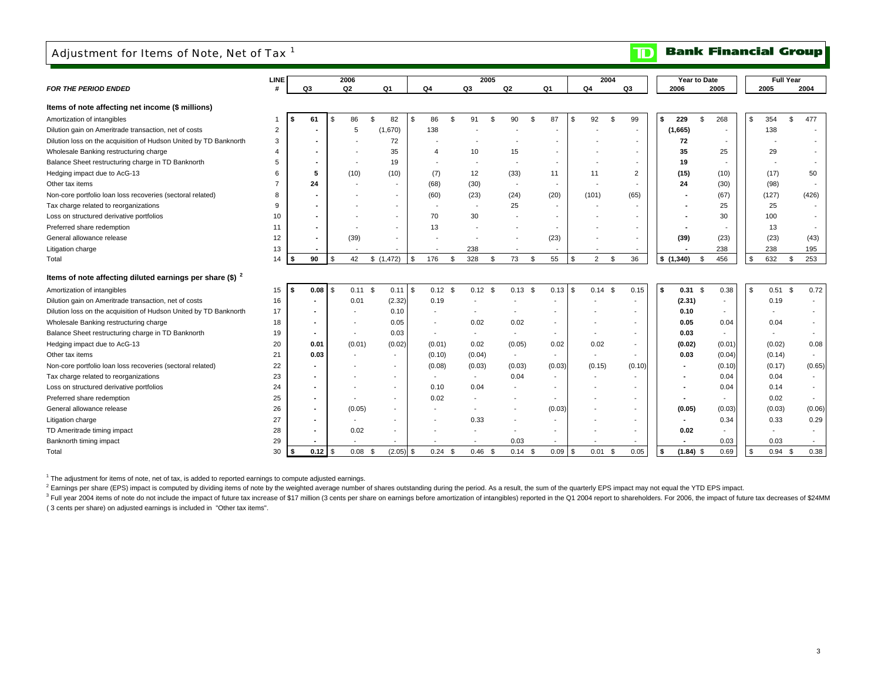# Adjustment for Items of Note, Net of Tax [1]

**Bank Financial Group**

| *FOR THE PERIOD ENDED* | LINE # | 2006 Q3 | 2006 Q2 | 2006 Q1 | 2005 Q4 | 2005 Q3 | 2005 Q2 | 2005 Q1 | 2004 Q4 | 2004 Q3 | Year to Date 2006 | Year to Date 2005 | Full Year 2005 | Full Year 2004 |
|---|---|---|---|---|---|---|---|---|---|---|---|---|---|---|
| **Items of note affecting net income ($ millions)** | | | | | | | | | | | | | | |
| Amortization of intangibles | 1 | $ 61 | $ 86 | $ 82 | $ 86 | $ 91 | $ 90 | $ 87 | $ 92 | $ 99 | $ 229 | $ 268 | $ 354 | $ 477 |
| Dilution gain on Ameritrade transaction, net of costs | 2 | - | 5 | (1,670) | 138 | - | - | - | - | - | (1,665) | - | 138 | - |
| Dilution loss on the acquisition of Hudson United by TD Banknorth | 3 | - | - | 72 | - | - | - | - | - | - | 72 | - | - | - |
| Wholesale Banking restructuring charge | 4 | - | - | 35 | 4 | 10 | 15 | - | - | - | 35 | 25 | 29 | - |
| Balance Sheet restructuring charge in TD Banknorth | 5 | - | - | 19 | - | - | - | - | - | - | 19 | - | - | - |
| Hedging impact due to AcG-13 | 6 | 5 | (10) | (10) | (7) | 12 | (33) | 11 | 11 | 2 | (15) | (10) | (17) | 50 |
| Other tax items | 7 | 24 | - | - | (68) | (30) | - | - | - | - | 24 | (30) | (98) | - |
| Non-core portfolio loan loss recoveries (sectoral related) | 8 | - | - | - | (60) | (23) | (24) | (20) | (101) | (65) | - | (67) | (127) | (426) |
| Tax charge related to reorganizations | 9 | - | - | - | - | - | 25 | - | - | - | - | 25 | 25 | - |
| Loss on structured derivative portfolios | 10 | - | - | - | 70 | 30 | - | - | - | - | - | 30 | 100 | - |
| Preferred share redemption | 11 | - | - | - | 13 | - | - | - | - | - | - | - | 13 | - |
| General allowance release | 12 | - | (39) | - | - | - | - | (23) | - | - | (39) | (23) | (23) | (43) |
| Litigation charge | 13 | - | - | - | - | 238 | - | - | - | - | - | 238 | 238 | 195 |
| Total | 14 | $ 90 | $ 42 | $ (1,472) | $ 176 | $ 328 | $ 73 | $ 55 | $ 2 | $ 36 | $ (1,340) | $ 456 | $ 632 | $ 253 |
| **Items of note affecting diluted earnings per share ($) [2]** | | | | | | | | | | | | | | |
| Amortization of intangibles | 15 | $ 0.08 | $ 0.11 | $ 0.11 | $ 0.12 | $ 0.12 | $ 0.13 | $ 0.13 | $ 0.14 | $ 0.15 | $ 0.31 | $ 0.38 | $ 0.51 | $ 0.72 |
| Dilution gain on Ameritrade transaction, net of costs | 16 | - | 0.01 | (2.32) | 0.19 | - | - | - | - | - | (2.31) | - | 0.19 | - |
| Dilution loss on the acquisition of Hudson United by TD Banknorth | 17 | - | - | 0.10 | - | - | - | - | - | - | 0.10 | - | - | - |
| Wholesale Banking restructuring charge | 18 | - | - | 0.05 | - | 0.02 | 0.02 | - | - | - | 0.05 | 0.04 | 0.04 | - |
| Balance Sheet restructuring charge in TD Banknorth | 19 | - | - | 0.03 | - | - | - | - | - | - | 0.03 | - | - | - |
| Hedging impact due to AcG-13 | 20 | 0.01 | (0.01) | (0.02) | (0.01) | 0.02 | (0.05) | 0.02 | 0.02 | - | (0.02) | (0.01) | (0.02) | 0.08 |
| Other tax items | 21 | 0.03 | - | - | (0.10) | (0.04) | - | - | - | - | 0.03 | (0.04) | (0.14) | - |
| Non-core portfolio loan loss recoveries (sectoral related) | 22 | - | - | - | (0.08) | (0.03) | (0.03) | (0.03) | (0.15) | (0.10) | - | (0.10) | (0.17) | (0.65) |
| Tax charge related to reorganizations | 23 | - | - | - | - | - | 0.04 | - | - | - | - | 0.04 | 0.04 | - |
| Loss on structured derivative portfolios | 24 | - | - | - | 0.10 | 0.04 | - | - | - | - | - | 0.04 | 0.14 | - |
| Preferred share redemption | 25 | - | - | - | 0.02 | - | - | - | - | - | - | - | 0.02 | - |
| General allowance release | 26 | - | (0.05) | - | - | - | - | (0.03) | - | - | (0.05) | (0.03) | (0.03) | (0.06) |
| Litigation charge | 27 | - | - | - | - | 0.33 | - | - | - | - | - | 0.34 | 0.33 | 0.29 |
| TD Ameritrade timing impact | 28 | - | 0.02 | - | - | - | - | - | - | - | 0.02 | - | - | - |
| Banknorth timing impact | 29 | - | - | - | - | - | 0.03 | - | - | - | - | 0.03 | 0.03 | - |
| Total | 30 | $ 0.12 | $ 0.08 | $ (2.05) | $ 0.24 | $ 0.46 | $ 0.14 | $ 0.09 | $ 0.01 | $ 0.05 | $ (1.84) | $ 0.69 | $ 0.94 | $ 0.38 |

[1] The adjustment for items of note, net of tax, is added to reported earnings to compute adjusted earnings.

[2] Earnings per share (EPS) impact is computed by dividing items of note by the weighted average number of shares outstanding during the period. As a result, the sum of the quarterly EPS impact may not equal the YTD EPS impact.

[3] Full year 2004 items of note do not include the impact of future tax increase of $17 million (3 cents per share on earnings before amortization of intangibles) reported in the Q1 2004 report to shareholders. For 2006, the impact of future tax decreases of $24MM ( 3 cents per share) on adjusted earnings is included in "Other tax items".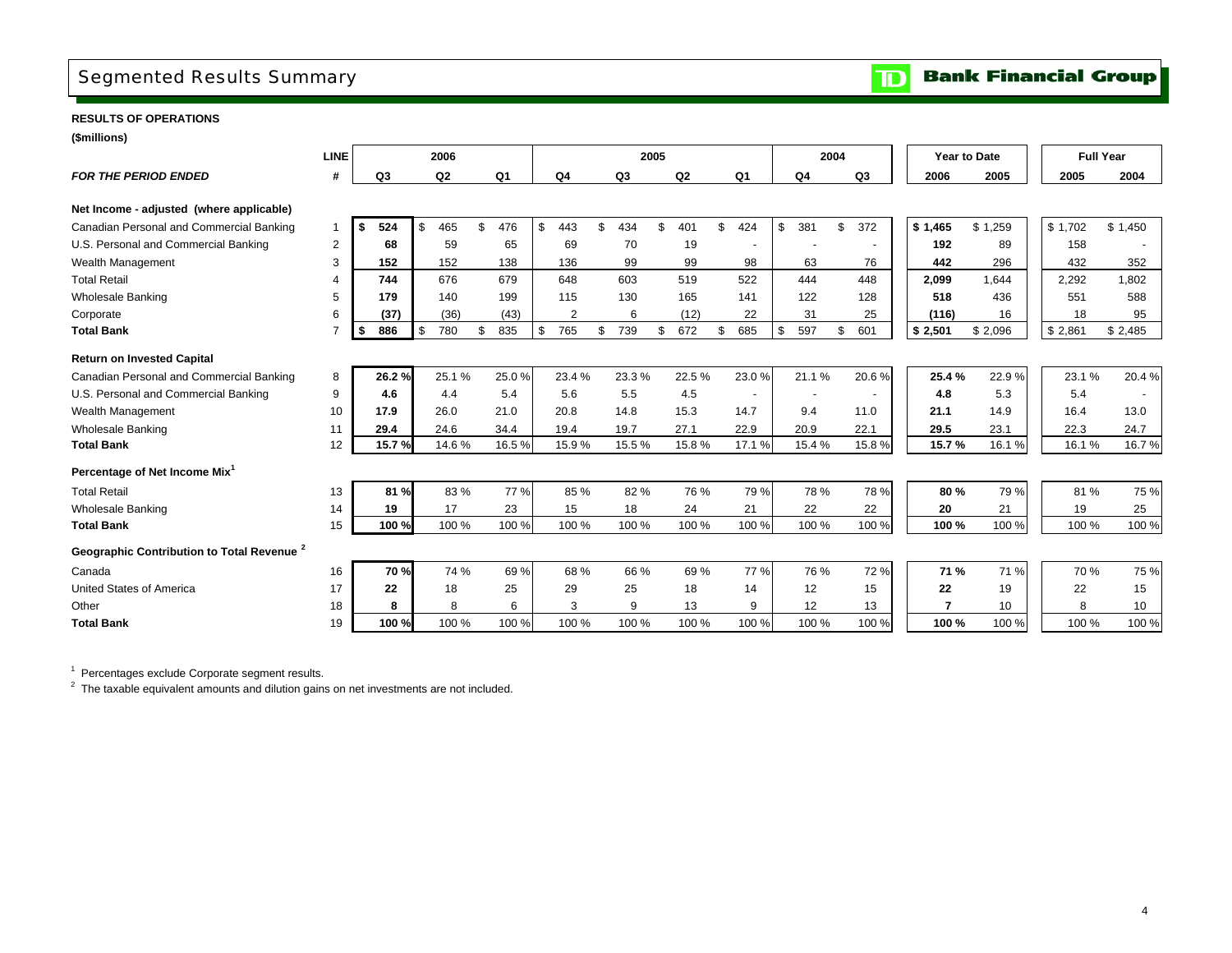# Segmented Results Summary

**Bank Financial Group**

**RESULTS OF OPERATIONS**

**($millions)**

| | LINE | 2006 | | | 2005 | | | | 2004 | | Year to Date | | Full Year | |
|---|---|---|---|---|---|---|---|---|---|---|---|---|---|---|
| ***FOR THE PERIOD ENDED*** | **#** | **Q3** | **Q2** | **Q1** | **Q4** | **Q3** | **Q2** | **Q1** | **Q4** | **Q3** | **2006** | **2005** | **2005** | **2004** |
| **Net Income - adjusted (where applicable)** | | | | | | | | | | | | | | |
| Canadian Personal and Commercial Banking | 1 | **$ 524** | $ 465 | $ 476 | $ 443 | $ 434 | $ 401 | $ 424 | $ 381 | $ 372 | **$ 1,465** | $ 1,259 | $ 1,702 | $ 1,450 |
| U.S. Personal and Commercial Banking | 2 | **68** | 59 | 65 | 69 | 70 | 19 | - | - | - | **192** | 89 | 158 | - |
| Wealth Management | 3 | **152** | 152 | 138 | 136 | 99 | 99 | 98 | 63 | 76 | **442** | 296 | 432 | 352 |
| **Total Retail** | 4 | **744** | 676 | 679 | 648 | 603 | 519 | 522 | 444 | 448 | **2,099** | 1,644 | 2,292 | 1,802 |
| Wholesale Banking | 5 | **179** | 140 | 199 | 115 | 130 | 165 | 141 | 122 | 128 | **518** | 436 | 551 | 588 |
| Corporate | 6 | **(37)** | (36) | (43) | 2 | 6 | (12) | 22 | 31 | 25 | **(116)** | 16 | 18 | 95 |
| **Total Bank** | 7 | **$ 886** | $ 780 | $ 835 | $ 765 | $ 739 | $ 672 | $ 685 | $ 597 | $ 601 | **$ 2,501** | $ 2,096 | $ 2,861 | $ 2,485 |
| **Return on Invested Capital** | | | | | | | | | | | | | | |
| Canadian Personal and Commercial Banking | 8 | **26.2 %** | 25.1 % | 25.0 % | 23.4 % | 23.3 % | 22.5 % | 23.0 % | 21.1 % | 20.6 % | **25.4 %** | 22.9 % | 23.1 % | 20.4 % |
| U.S. Personal and Commercial Banking | 9 | **4.6** | 4.4 | 5.4 | 5.6 | 5.5 | 4.5 | - | - | - | **4.8** | 5.3 | 5.4 | - |
| Wealth Management | 10 | **17.9** | 26.0 | 21.0 | 20.8 | 14.8 | 15.3 | 14.7 | 9.4 | 11.0 | **21.1** | 14.9 | 16.4 | 13.0 |
| Wholesale Banking | 11 | **29.4** | 24.6 | 34.4 | 19.4 | 19.7 | 27.1 | 22.9 | 20.9 | 22.1 | **29.5** | 23.1 | 22.3 | 24.7 |
| **Total Bank** | 12 | **15.7 %** | 14.6 % | 16.5 % | 15.9 % | 15.5 % | 15.8 % | 17.1 % | 15.4 % | 15.8 % | **15.7 %** | 16.1 % | 16.1 % | 16.7 % |
| **Percentage of Net Income Mix[1]** | | | | | | | | | | | | | | |
| Total Retail | 13 | **81 %** | 83 % | 77 % | 85 % | 82 % | 76 % | 79 % | 78 % | 78 % | **80 %** | 79 % | 81 % | 75 % |
| Wholesale Banking | 14 | **19** | 17 | 23 | 15 | 18 | 24 | 21 | 22 | 22 | **20** | 21 | 19 | 25 |
| **Total Bank** | 15 | **100 %** | 100 % | 100 % | 100 % | 100 % | 100 % | 100 % | 100 % | 100 % | **100 %** | 100 % | 100 % | 100 % |
| **Geographic Contribution to Total Revenue [2]** | | | | | | | | | | | | | | |
| Canada | 16 | **70 %** | 74 % | 69 % | 68 % | 66 % | 69 % | 77 % | 76 % | 72 % | **71 %** | 71 % | 70 % | 75 % |
| United States of America | 17 | **22** | 18 | 25 | 29 | 25 | 18 | 14 | 12 | 15 | **22** | 19 | 22 | 15 |
| Other | 18 | **8** | 8 | 6 | 3 | 9 | 13 | 9 | 12 | 13 | **7** | 10 | 8 | 10 |
| **Total Bank** | 19 | **100 %** | 100 % | 100 % | 100 % | 100 % | 100 % | 100 % | 100 % | 100 % | **100 %** | 100 % | 100 % | 100 % |

[1] Percentages exclude Corporate segment results.

[2] The taxable equivalent amounts and dilution gains on net investments are not included.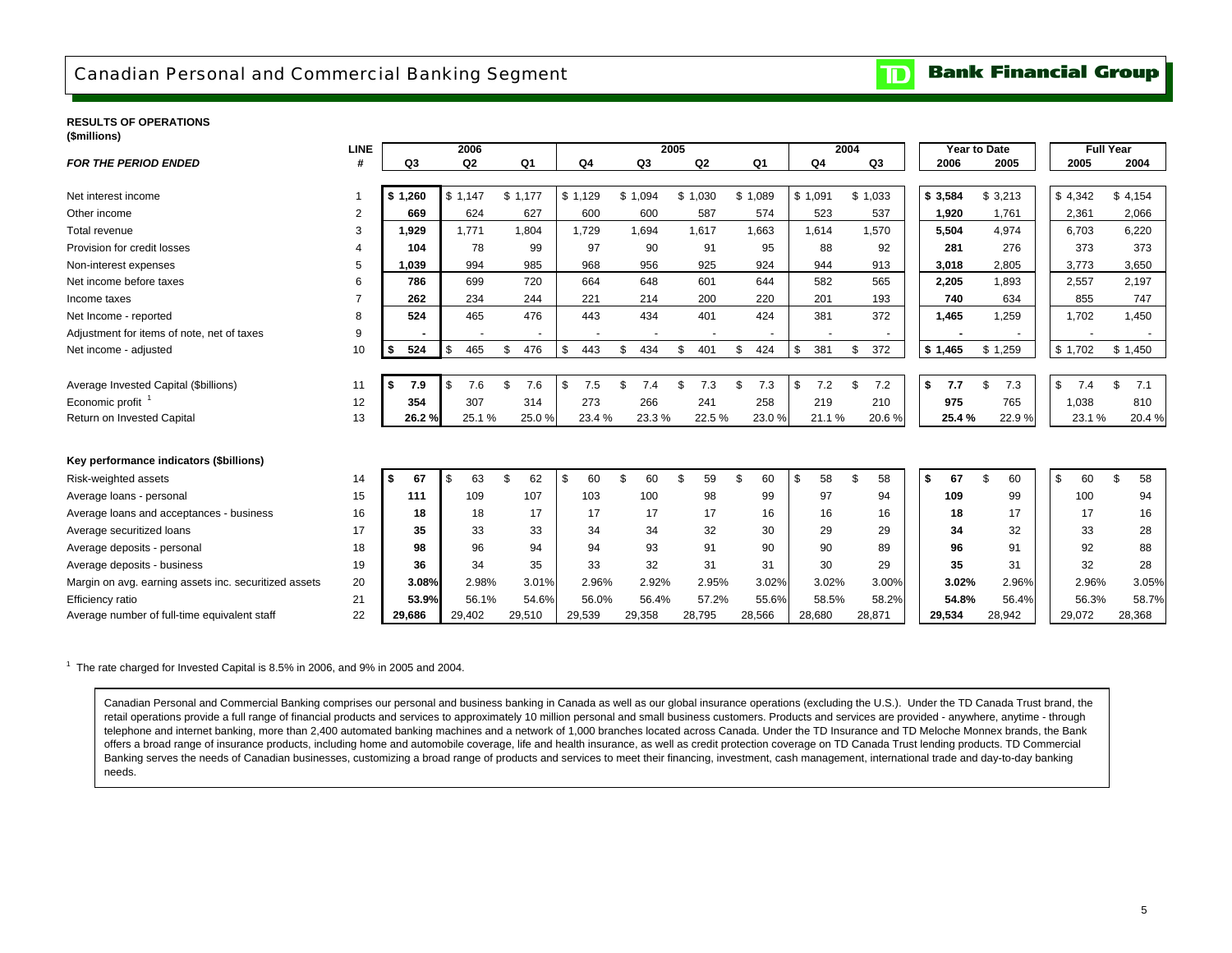# Canadian Personal and Commercial Banking Segment

**Bank Financial Group**

**RESULTS OF OPERATIONS**
**($millions)**

| *FOR THE PERIOD ENDED* | LINE # | 2006 Q3 | 2006 Q2 | 2006 Q1 | 2005 Q4 | 2005 Q3 | 2005 Q2 | 2005 Q1 | 2004 Q4 | 2004 Q3 | Year to Date 2006 | Year to Date 2005 | Full Year 2005 | Full Year 2004 |
|---|---|---|---|---|---|---|---|---|---|---|---|---|---|---|
| Net interest income | 1 | **$ 1,260** | $ 1,147 | $ 1,177 | $ 1,129 | $ 1,094 | $ 1,030 | $ 1,089 | $ 1,091 | $ 1,033 | **$ 3,584** | $ 3,213 | $ 4,342 | $ 4,154 |
| Other income | 2 | **669** | 624 | 627 | 600 | 600 | 587 | 574 | 523 | 537 | **1,920** | 1,761 | 2,361 | 2,066 |
| Total revenue | 3 | **1,929** | 1,771 | 1,804 | 1,729 | 1,694 | 1,617 | 1,663 | 1,614 | 1,570 | **5,504** | 4,974 | 6,703 | 6,220 |
| Provision for credit losses | 4 | **104** | 78 | 99 | 97 | 90 | 91 | 95 | 88 | 92 | **281** | 276 | 373 | 373 |
| Non-interest expenses | 5 | **1,039** | 994 | 985 | 968 | 956 | 925 | 924 | 944 | 913 | **3,018** | 2,805 | 3,773 | 3,650 |
| Net income before taxes | 6 | **786** | 699 | 720 | 664 | 648 | 601 | 644 | 582 | 565 | **2,205** | 1,893 | 2,557 | 2,197 |
| Income taxes | 7 | **262** | 234 | 244 | 221 | 214 | 200 | 220 | 201 | 193 | **740** | 634 | 855 | 747 |
| Net Income - reported | 8 | **524** | 465 | 476 | 443 | 434 | 401 | 424 | 381 | 372 | **1,465** | 1,259 | 1,702 | 1,450 |
| Adjustment for items of note, net of taxes | 9 | **-** | - | - | - | - | - | - | - | - | **-** | - | - | - |
| Net income - adjusted | 10 | **$ 524** | $ 465 | $ 476 | $ 443 | $ 434 | $ 401 | $ 424 | $ 381 | $ 372 | **$ 1,465** | $ 1,259 | $ 1,702 | $ 1,450 |
| Average Invested Capital ($billions) | 11 | **$ 7.9** | $ 7.6 | $ 7.6 | $ 7.5 | $ 7.4 | $ 7.3 | $ 7.3 | $ 7.2 | $ 7.2 | **$ 7.7** | $ 7.3 | $ 7.4 | $ 7.1 |
| Economic profit [1] | 12 | **354** | 307 | 314 | 273 | 266 | 241 | 258 | 219 | 210 | **975** | 765 | 1,038 | 810 |
| Return on Invested Capital | 13 | **26.2 %** | 25.1 % | 25.0 % | 23.4 % | 23.3 % | 22.5 % | 23.0 % | 21.1 % | 20.6 % | **25.4 %** | 22.9 % | 23.1 % | 20.4 % |
| **Key performance indicators ($billions)** | | | | | | | | | | | | | | |
| Risk-weighted assets | 14 | **$ 67** | $ 63 | $ 62 | $ 60 | $ 60 | $ 59 | $ 60 | $ 58 | $ 58 | **$ 67** | $ 60 | $ 60 | $ 58 |
| Average loans - personal | 15 | **111** | 109 | 107 | 103 | 100 | 98 | 99 | 97 | 94 | **109** | 99 | 100 | 94 |
| Average loans and acceptances - business | 16 | **18** | 18 | 17 | 17 | 17 | 17 | 16 | 16 | 16 | **18** | 17 | 17 | 16 |
| Average securitized loans | 17 | **35** | 33 | 33 | 34 | 34 | 32 | 30 | 29 | 29 | **34** | 32 | 33 | 28 |
| Average deposits - personal | 18 | **98** | 96 | 94 | 94 | 93 | 91 | 90 | 90 | 89 | **96** | 91 | 92 | 88 |
| Average deposits - business | 19 | **36** | 34 | 35 | 33 | 32 | 31 | 31 | 30 | 29 | **35** | 31 | 32 | 28 |
| Margin on avg. earning assets inc. securitized assets | 20 | **3.08%** | 2.98% | 3.01% | 2.96% | 2.92% | 2.95% | 3.02% | 3.02% | 3.00% | **3.02%** | 2.96% | 2.96% | 3.05% |
| Efficiency ratio | 21 | **53.9%** | 56.1% | 54.6% | 56.0% | 56.4% | 57.2% | 55.6% | 58.5% | 58.2% | **54.8%** | 56.4% | 56.3% | 58.7% |
| Average number of full-time equivalent staff | 22 | **29,686** | 29,402 | 29,510 | 29,539 | 29,358 | 28,795 | 28,566 | 28,680 | 28,871 | **29,534** | 28,942 | 29,072 | 28,368 |

[1] The rate charged for Invested Capital is 8.5% in 2006, and 9% in 2005 and 2004.

Canadian Personal and Commercial Banking comprises our personal and business banking in Canada as well as our global insurance operations (excluding the U.S.). Under the TD Canada Trust brand, the retail operations provide a full range of financial products and services to approximately 10 million personal and small business customers. Products and services are provided - anywhere, anytime - through telephone and internet banking, more than 2,400 automated banking machines and a network of 1,000 branches located across Canada. Under the TD Insurance and TD Meloche Monnex brands, the Bank offers a broad range of insurance products, including home and automobile coverage, life and health insurance, as well as credit protection coverage on TD Canada Trust lending products. TD Commercial Banking serves the needs of Canadian businesses, customizing a broad range of products and services to meet their financing, investment, cash management, international trade and day-to-day banking needs.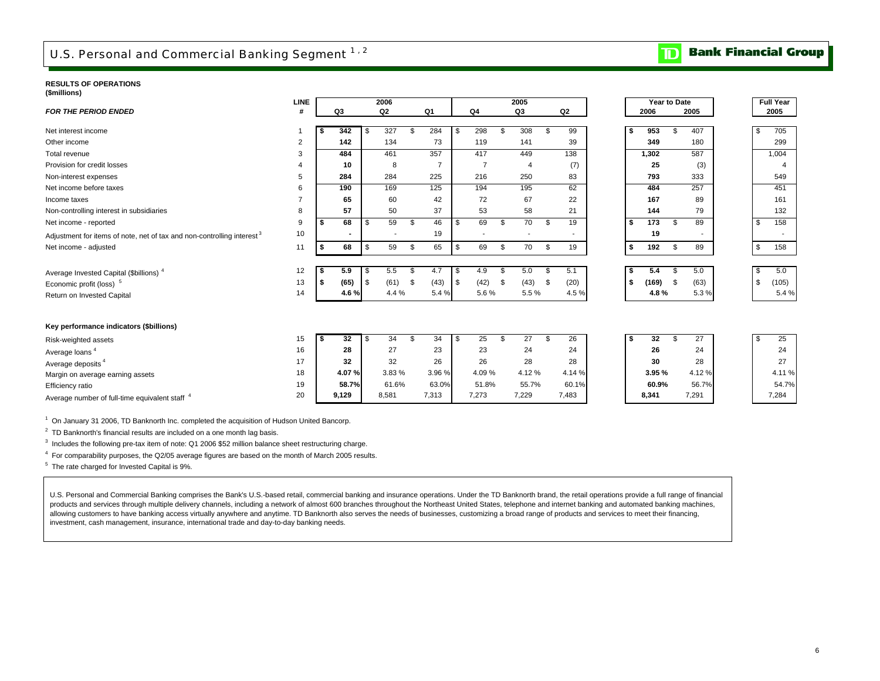# U.S. Personal and Commercial Banking Segment [1,2]

**RESULTS OF OPERATIONS**
**($millions)**

| *FOR THE PERIOD ENDED* | LINE # | 2006 Q3 | 2006 Q2 | 2006 Q1 | 2005 Q4 | 2005 Q3 | 2005 Q2 | Year to Date 2006 | Year to Date 2005 | Full Year 2005 |
|---|---|---|---|---|---|---|---|---|---|---|
| Net interest income | 1 | **$ 342** | $ 327 | $ 284 | $ 298 | $ 308 | $ 99 | **$ 953** | $ 407 | $ 705 |
| Other income | 2 | **142** | 134 | 73 | 119 | 141 | 39 | **349** | 180 | 299 |
| Total revenue | 3 | **484** | 461 | 357 | 417 | 449 | 138 | **1,302** | 587 | 1,004 |
| Provision for credit losses | 4 | **10** | 8 | 7 | 7 | 4 | (7) | **25** | (3) | 4 |
| Non-interest expenses | 5 | **284** | 284 | 225 | 216 | 250 | 83 | **793** | 333 | 549 |
| Net income before taxes | 6 | **190** | 169 | 125 | 194 | 195 | 62 | **484** | 257 | 451 |
| Income taxes | 7 | **65** | 60 | 42 | 72 | 67 | 22 | **167** | 89 | 161 |
| Non-controlling interest in subsidiaries | 8 | **57** | 50 | 37 | 53 | 58 | 21 | **144** | 79 | 132 |
| Net income - reported | 9 | **$ 68** | $ 59 | $ 46 | $ 69 | $ 70 | $ 19 | **$ 173** | $ 89 | $ 158 |
| Adjustment for items of note, net of tax and non-controlling interest [3] | 10 | **-** | - | 19 | - | - | - | **19** | - | - |
| Net income - adjusted | 11 | **$ 68** | $ 59 | $ 65 | $ 69 | $ 70 | $ 19 | **$ 192** | $ 89 | $ 158 |
| Average Invested Capital ($billions) [4] | 12 | **$ 5.9** | $ 5.5 | $ 4.7 | $ 4.9 | $ 5.0 | $ 5.1 | **$ 5.4** | $ 5.0 | $ 5.0 |
| Economic profit (loss) [5] | 13 | **$ (65)** | $ (61) | $ (43) | $ (42) | $ (43) | $ (20) | **$ (169)** | $ (63) | $ (105) |
| Return on Invested Capital | 14 | **4.6 %** | 4.4 % | 5.4 % | 5.6 % | 5.5 % | 4.5 % | **4.8 %** | 5.3 % | 5.4 % |

**Key performance indicators ($billions)**

| | LINE # | 2006 Q3 | 2006 Q2 | 2006 Q1 | 2005 Q4 | 2005 Q3 | 2005 Q2 | Year to Date 2006 | Year to Date 2005 | Full Year 2005 |
|---|---|---|---|---|---|---|---|---|---|---|
| Risk-weighted assets | 15 | **$ 32** | $ 34 | $ 34 | $ 25 | $ 27 | $ 26 | **$ 32** | $ 27 | $ 25 |
| Average loans [4] | 16 | **28** | 27 | 23 | 23 | 24 | 24 | **26** | 24 | 24 |
| Average deposits [4] | 17 | **32** | 32 | 26 | 26 | 28 | 28 | **30** | 28 | 27 |
| Margin on average earning assets | 18 | **4.07 %** | 3.83 % | 3.96 % | 4.09 % | 4.12 % | 4.14 % | **3.95 %** | 4.12 % | 4.11 % |
| Efficiency ratio | 19 | **58.7%** | 61.6% | 63.0% | 51.8% | 55.7% | 60.1% | **60.9%** | 56.7% | 54.7% |
| Average number of full-time equivalent staff [4] | 20 | **9,129** | 8,581 | 7,313 | 7,273 | 7,229 | 7,483 | **8,341** | 7,291 | 7,284 |

[1] On January 31 2006, TD Banknorth Inc. completed the acquisition of Hudson United Bancorp.

[2] TD Banknorth's financial results are included on a one month lag basis.

[3] Includes the following pre-tax item of note: Q1 2006 $52 million balance sheet restructuring charge.

[4] For comparability purposes, the Q2/05 average figures are based on the month of March 2005 results.

[5] The rate charged for Invested Capital is 9%.

U.S. Personal and Commercial Banking comprises the Bank's U.S.-based retail, commercial banking and insurance operations. Under the TD Banknorth brand, the retail operations provide a full range of financial products and services through multiple delivery channels, including a network of almost 600 branches throughout the Northeast United States, telephone and internet banking and automated banking machines, allowing customers to have banking access virtually anywhere and anytime. TD Banknorth also serves the needs of businesses, customizing a broad range of products and services to meet their financing, investment, cash management, insurance, international trade and day-to-day banking needs.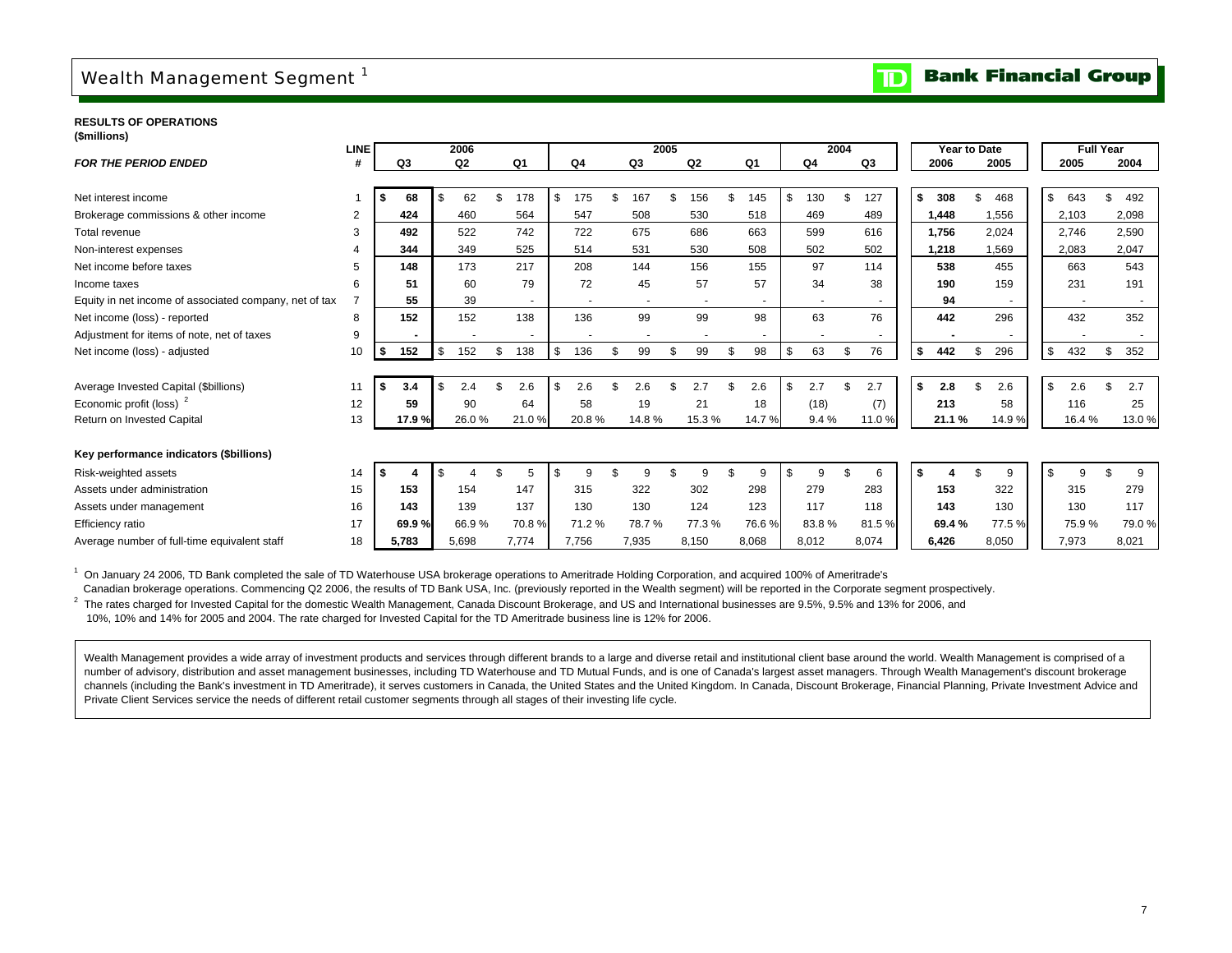# Wealth Management Segment [1]

**RESULTS OF OPERATIONS**
**($millions)**

| *FOR THE PERIOD ENDED* | LINE # | 2006 Q3 | 2006 Q2 | 2006 Q1 | 2005 Q4 | 2005 Q3 | 2005 Q2 | 2005 Q1 | 2004 Q4 | 2004 Q3 | Year to Date 2006 | Year to Date 2005 | Full Year 2005 | Full Year 2004 |
|---|---|---|---|---|---|---|---|---|---|---|---|---|---|---|
| Net interest income | 1 | **$ 68** | $ 62 | $ 178 | $ 175 | $ 167 | $ 156 | $ 145 | $ 130 | $ 127 | **$ 308** | $ 468 | $ 643 | $ 492 |
| Brokerage commissions & other income | 2 | **424** | 460 | 564 | 547 | 508 | 530 | 518 | 469 | 489 | **1,448** | 1,556 | 2,103 | 2,098 |
| Total revenue | 3 | **492** | 522 | 742 | 722 | 675 | 686 | 663 | 599 | 616 | **1,756** | 2,024 | 2,746 | 2,590 |
| Non-interest expenses | 4 | **344** | 349 | 525 | 514 | 531 | 530 | 508 | 502 | 502 | **1,218** | 1,569 | 2,083 | 2,047 |
| Net income before taxes | 5 | **148** | 173 | 217 | 208 | 144 | 156 | 155 | 97 | 114 | **538** | 455 | 663 | 543 |
| Income taxes | 6 | **51** | 60 | 79 | 72 | 45 | 57 | 57 | 34 | 38 | **190** | 159 | 231 | 191 |
| Equity in net income of associated company, net of tax | 7 | **55** | 39 | - | - | - | - | - | - | - | **94** | - | - | - |
| Net income (loss) - reported | 8 | **152** | 152 | 138 | 136 | 99 | 99 | 98 | 63 | 76 | **442** | 296 | 432 | 352 |
| Adjustment for items of note, net of taxes | 9 | **-** | - | - | - | - | - | - | - | - | **-** | - | - | - |
| Net income (loss) - adjusted | 10 | **$ 152** | $ 152 | $ 138 | $ 136 | $ 99 | $ 99 | $ 98 | $ 63 | $ 76 | **$ 442** | $ 296 | $ 432 | $ 352 |
| | | | | | | | | | | | | | | |
| Average Invested Capital ($billions) | 11 | **$ 3.4** | $ 2.4 | $ 2.6 | $ 2.6 | $ 2.6 | $ 2.7 | $ 2.6 | $ 2.7 | $ 2.7 | **$ 2.8** | $ 2.6 | $ 2.6 | $ 2.7 |
| Economic profit (loss) [2] | 12 | **59** | 90 | 64 | 58 | 19 | 21 | 18 | (18) | (7) | **213** | 58 | 116 | 25 |
| Return on Invested Capital | 13 | **17.9 %** | 26.0 % | 21.0 % | 20.8 % | 14.8 % | 15.3 % | 14.7 % | 9.4 % | 11.0 % | **21.1 %** | 14.9 % | 16.4 % | 13.0 % |
| | | | | | | | | | | | | | | |
| **Key performance indicators ($billions)** | | | | | | | | | | | | | | |
| Risk-weighted assets | 14 | **$ 4** | $ 4 | $ 5 | $ 9 | $ 9 | $ 9 | $ 9 | $ 9 | $ 6 | **$ 4** | $ 9 | $ 9 | $ 9 |
| Assets under administration | 15 | **153** | 154 | 147 | 315 | 322 | 302 | 298 | 279 | 283 | **153** | 322 | 315 | 279 |
| Assets under management | 16 | **143** | 139 | 137 | 130 | 130 | 124 | 123 | 117 | 118 | **143** | 130 | 130 | 117 |
| Efficiency ratio | 17 | **69.9 %** | 66.9 % | 70.8 % | 71.2 % | 78.7 % | 77.3 % | 76.6 % | 83.8 % | 81.5 % | **69.4 %** | 77.5 % | 75.9 % | 79.0 % |
| Average number of full-time equivalent staff | 18 | **5,783** | 5,698 | 7,774 | 7,756 | 7,935 | 8,150 | 8,068 | 8,012 | 8,074 | **6,426** | 8,050 | 7,973 | 8,021 |

[1] On January 24 2006, TD Bank completed the sale of TD Waterhouse USA brokerage operations to Ameritrade Holding Corporation, and acquired 100% of Ameritrade's Canadian brokerage operations. Commencing Q2 2006, the results of TD Bank USA, Inc. (previously reported in the Wealth segment) will be reported in the Corporate segment prospectively.

[2] The rates charged for Invested Capital for the domestic Wealth Management, Canada Discount Brokerage, and US and International businesses are 9.5%, 9.5% and 13% for 2006, and 10%, 10% and 14% for 2005 and 2004. The rate charged for Invested Capital for the TD Ameritrade business line is 12% for 2006.

Wealth Management provides a wide array of investment products and services through different brands to a large and diverse retail and institutional client base around the world. Wealth Management is comprised of a number of advisory, distribution and asset management businesses, including TD Waterhouse and TD Mutual Funds, and is one of Canada's largest asset managers. Through Wealth Management's discount brokerage channels (including the Bank's investment in TD Ameritrade), it serves customers in Canada, the United States and the United Kingdom. In Canada, Discount Brokerage, Financial Planning, Private Investment Advice and Private Client Services service the needs of different retail customer segments through all stages of their investing life cycle.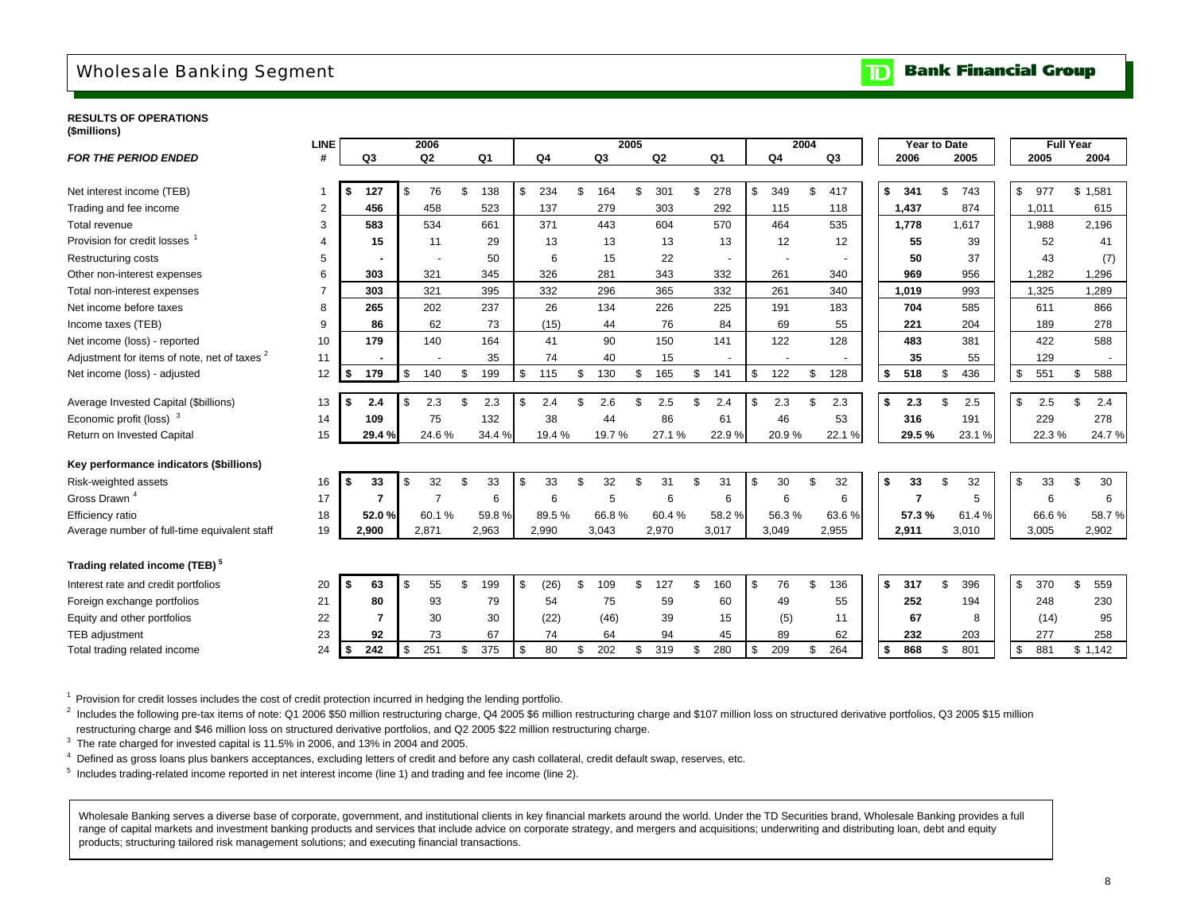# Wholesale Banking Segment

**TD Bank Financial Group**

**RESULTS OF OPERATIONS**
**($millions)**

| *FOR THE PERIOD ENDED* | LINE # | 2006 Q3 | 2006 Q2 | 2006 Q1 | 2005 Q4 | 2005 Q3 | 2005 Q2 | 2005 Q1 | 2004 Q4 | 2004 Q3 | Year to Date 2006 | Year to Date 2005 | Full Year 2005 | Full Year 2004 |
|---|---|---|---|---|---|---|---|---|---|---|---|---|---|---|
| Net interest income (TEB) | 1 | **$ 127** | $ 76 | $ 138 | $ 234 | $ 164 | $ 301 | $ 278 | $ 349 | $ 417 | **$ 341** | $ 743 | $ 977 | $ 1,581 |
| Trading and fee income | 2 | **456** | 458 | 523 | 137 | 279 | 303 | 292 | 115 | 118 | **1,437** | 874 | 1,011 | 615 |
| Total revenue | 3 | **583** | 534 | 661 | 371 | 443 | 604 | 570 | 464 | 535 | **1,778** | 1,617 | 1,988 | 2,196 |
| Provision for credit losses [1] | 4 | **15** | 11 | 29 | 13 | 13 | 13 | 13 | 12 | 12 | **55** | 39 | 52 | 41 |
| Restructuring costs | 5 | **-** | - | 50 | 6 | 15 | 22 | - | - | - | **50** | 37 | 43 | (7) |
| Other non-interest expenses | 6 | **303** | 321 | 345 | 326 | 281 | 343 | 332 | 261 | 340 | **969** | 956 | 1,282 | 1,296 |
| Total non-interest expenses | 7 | **303** | 321 | 395 | 332 | 296 | 365 | 332 | 261 | 340 | **1,019** | 993 | 1,325 | 1,289 |
| Net income before taxes | 8 | **265** | 202 | 237 | 26 | 134 | 226 | 225 | 191 | 183 | **704** | 585 | 611 | 866 |
| Income taxes (TEB) | 9 | **86** | 62 | 73 | (15) | 44 | 76 | 84 | 69 | 55 | **221** | 204 | 189 | 278 |
| Net income (loss) - reported | 10 | **179** | 140 | 164 | 41 | 90 | 150 | 141 | 122 | 128 | **483** | 381 | 422 | 588 |
| Adjustment for items of note, net of taxes [2] | 11 | **-** | - | 35 | 74 | 40 | 15 | - | - | - | **35** | 55 | 129 | - |
| Net income (loss) - adjusted | 12 | **$ 179** | $ 140 | $ 199 | $ 115 | $ 130 | $ 165 | $ 141 | $ 122 | $ 128 | **$ 518** | $ 436 | $ 551 | $ 588 |
| Average Invested Capital ($billions) | 13 | **$ 2.4** | $ 2.3 | $ 2.3 | $ 2.4 | $ 2.6 | $ 2.5 | $ 2.4 | $ 2.3 | $ 2.3 | **$ 2.3** | $ 2.5 | $ 2.5 | $ 2.4 |
| Economic profit (loss) [3] | 14 | **109** | 75 | 132 | 38 | 44 | 86 | 61 | 46 | 53 | **316** | 191 | 229 | 278 |
| Return on Invested Capital | 15 | **29.4 %** | 24.6 % | 34.4 % | 19.4 % | 19.7 % | 27.1 % | 22.9 % | 20.9 % | 22.1 % | **29.5 %** | 23.1 % | 22.3 % | 24.7 % |
| **Key performance indicators ($billions)** | | | | | | | | | | | | | | |
| Risk-weighted assets | 16 | **$ 33** | $ 32 | $ 33 | $ 33 | $ 32 | $ 31 | $ 31 | $ 30 | $ 32 | **$ 33** | $ 32 | $ 33 | $ 30 |
| Gross Drawn [4] | 17 | **7** | 7 | 6 | 6 | 5 | 6 | 6 | 6 | 6 | **7** | 5 | 6 | 6 |
| Efficiency ratio | 18 | **52.0 %** | 60.1 % | 59.8 % | 89.5 % | 66.8 % | 60.4 % | 58.2 % | 56.3 % | 63.6 % | **57.3 %** | 61.4 % | 66.6 % | 58.7 % |
| Average number of full-time equivalent staff | 19 | **2,900** | 2,871 | 2,963 | 2,990 | 3,043 | 2,970 | 3,017 | 3,049 | 2,955 | **2,911** | 3,010 | 3,005 | 2,902 |
| **Trading related income (TEB) [5]** | | | | | | | | | | | | | | |
| Interest rate and credit portfolios | 20 | **$ 63** | $ 55 | $ 199 | $ (26) | $ 109 | $ 127 | $ 160 | $ 76 | $ 136 | **$ 317** | $ 396 | $ 370 | $ 559 |
| Foreign exchange portfolios | 21 | **80** | 93 | 79 | 54 | 75 | 59 | 60 | 49 | 55 | **252** | 194 | 248 | 230 |
| Equity and other portfolios | 22 | **7** | 30 | 30 | (22) | (46) | 39 | 15 | (5) | 11 | **67** | 8 | (14) | 95 |
| TEB adjustment | 23 | **92** | 73 | 67 | 74 | 64 | 94 | 45 | 89 | 62 | **232** | 203 | 277 | 258 |
| Total trading related income | 24 | **$ 242** | $ 251 | $ 375 | $ 80 | $ 202 | $ 319 | $ 280 | $ 209 | $ 264 | **$ 868** | $ 801 | $ 881 | $ 1,142 |

[1] Provision for credit losses includes the cost of credit protection incurred in hedging the lending portfolio.

[2] Includes the following pre-tax items of note: Q1 2006 $50 million restructuring charge, Q4 2005 $6 million restructuring charge and $107 million loss on structured derivative portfolios, Q3 2005 $15 million restructuring charge and $46 million loss on structured derivative portfolios, and Q2 2005 $22 million restructuring charge.

[3] The rate charged for invested capital is 11.5% in 2006, and 13% in 2004 and 2005.

[4] Defined as gross loans plus bankers acceptances, excluding letters of credit and before any cash collateral, credit default swap, reserves, etc.

[5] Includes trading-related income reported in net interest income (line 1) and trading and fee income (line 2).

Wholesale Banking serves a diverse base of corporate, government, and institutional clients in key financial markets around the world. Under the TD Securities brand, Wholesale Banking provides a full range of capital markets and investment banking products and services that include advice on corporate strategy, and mergers and acquisitions; underwriting and distributing loan, debt and equity products; structuring tailored risk management solutions; and executing financial transactions.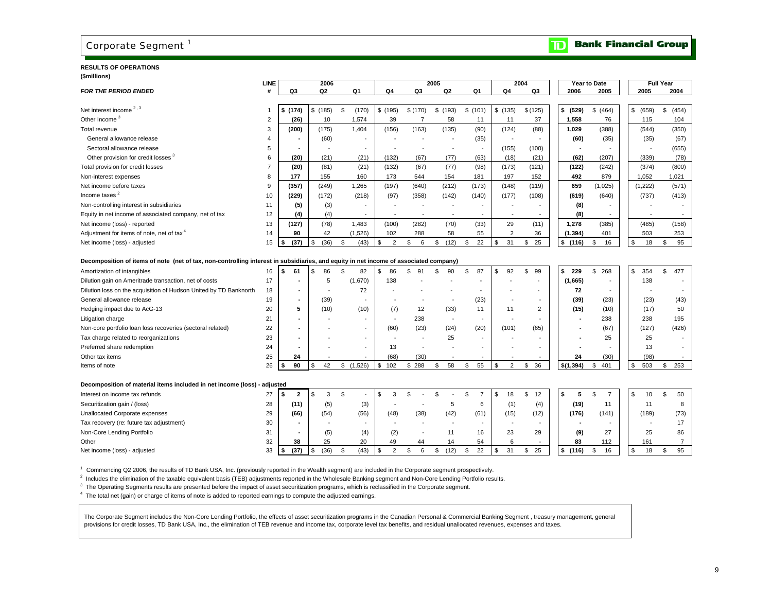# Corporate Segment[1]

**TD Bank Financial Group**

**RESULTS OF OPERATIONS**
**($millions)**

| *FOR THE PERIOD ENDED* | LINE # | 2006 Q3 | 2006 Q2 | 2006 Q1 | 2005 Q4 | 2005 Q3 | 2005 Q2 | 2005 Q1 | 2004 Q4 | 2004 Q3 | Year to Date 2006 | Year to Date 2005 | Full Year 2005 | Full Year 2004 |
|---|---|---|---|---|---|---|---|---|---|---|---|---|---|---|
| Net interest income[2,3] | 1 | **$ (174)** | $ (185) | $ (170) | $ (195) | $ (170) | $ (193) | $ (101) | $ (135) | $ (125) | **$ (529)** | $ (464) | $ (659) | $ (454) |
| Other Income[3] | 2 | **(26)** | 10 | 1,574 | 39 | 7 | 58 | 11 | 11 | 37 | **1,558** | 76 | 115 | 104 |
| Total revenue | 3 | **(200)** | (175) | 1,404 | (156) | (163) | (135) | (90) | (124) | (88) | **1,029** | (388) | (544) | (350) |
| General allowance release | 4 | **-** | (60) | - | - | - | - | (35) | - | - | **(60)** | (35) | (35) | (67) |
| Sectoral allowance release | 5 | **-** | - | - | - | - | - | - | (155) | (100) | **-** | - | - | (655) |
| Other provision for credit losses[3] | 6 | **(20)** | (21) | (21) | (132) | (67) | (77) | (63) | (18) | (21) | **(62)** | (207) | (339) | (78) |
| Total provision for credit losses | 7 | **(20)** | (81) | (21) | (132) | (67) | (77) | (98) | (173) | (121) | **(122)** | (242) | (374) | (800) |
| Non-interest expenses | 8 | **177** | 155 | 160 | 173 | 544 | 154 | 181 | 197 | 152 | **492** | 879 | 1,052 | 1,021 |
| Net income before taxes | 9 | **(357)** | (249) | 1,265 | (197) | (640) | (212) | (173) | (148) | (119) | **659** | (1,025) | (1,222) | (571) |
| Income taxes[2] | 10 | **(229)** | (172) | (218) | (97) | (358) | (142) | (140) | (177) | (108) | **(619)** | (640) | (737) | (413) |
| Non-controlling interest in subsidiaries | 11 | **(5)** | (3) | - | - | - | - | - | - | - | **(8)** | - | - | - |
| Equity in net income of associated company, net of tax | 12 | **(4)** | (4) | - | - | - | - | - | - | - | **(8)** | - | - | - |
| Net income (loss) - reported | 13 | **(127)** | (78) | 1,483 | (100) | (282) | (70) | (33) | 29 | (11) | **1,278** | (385) | (485) | (158) |
| Adjustment for items of note, net of tax[4] | 14 | **90** | 42 | (1,526) | 102 | 288 | 58 | 55 | 2 | 36 | **(1,394)** | 401 | 503 | 253 |
| Net income (loss) - adjusted | 15 | **$ (37)** | $ (36) | $ (43) | $ 2 | $ 6 | $ (12) | $ 22 | $ 31 | $ 25 | **$ (116)** | $ 16 | $ 18 | $ 95 |

**Decomposition of items of note (net of tax, non-controlling interest in subsidiaries, and equity in net income of associated company)**

| | LINE # | 2006 Q3 | 2006 Q2 | 2006 Q1 | 2005 Q4 | 2005 Q3 | 2005 Q2 | 2005 Q1 | 2004 Q4 | 2004 Q3 | Year to Date 2006 | Year to Date 2005 | Full Year 2005 | Full Year 2004 |
|---|---|---|---|---|---|---|---|---|---|---|---|---|---|---|
| Amortization of intangibles | 16 | **$ 61** | $ 86 | $ 82 | $ 86 | $ 91 | $ 90 | $ 87 | $ 92 | $ 99 | **$ 229** | $ 268 | $ 354 | $ 477 |
| Dilution gain on Ameritrade transaction, net of costs | 17 | **-** | 5 | (1,670) | 138 | - | - | - | - | - | **(1,665)** | - | 138 | - |
| Dilution loss on the acquisition of Hudson United by TD Banknorth | 18 | **-** | - | 72 | - | - | - | - | - | - | **72** | - | - | - |
| General allowance release | 19 | **-** | (39) | - | - | - | - | (23) | - | - | **(39)** | (23) | (23) | (43) |
| Hedging impact due to AcG-13 | 20 | **5** | (10) | (10) | (7) | 12 | (33) | 11 | 11 | 2 | **(15)** | (10) | (17) | 50 |
| Litigation charge | 21 | **-** | - | - | - | 238 | - | - | - | - | **-** | 238 | 238 | 195 |
| Non-core portfolio loan loss recoveries (sectoral related) | 22 | **-** | - | - | (60) | (23) | (24) | (20) | (101) | (65) | **-** | (67) | (127) | (426) |
| Tax charge related to reorganizations | 23 | **-** | - | - | - | - | 25 | - | - | - | **-** | 25 | 25 | - |
| Preferred share redemption | 24 | **-** | - | - | 13 | - | - | - | - | - | **-** | - | 13 | - |
| Other tax items | 25 | **24** | - | - | (68) | (30) | - | - | - | - | **24** | (30) | (98) | - |
| Items of note | 26 | **$ 90** | $ 42 | $ (1,526) | $ 102 | $ 288 | $ 58 | $ 55 | $ 2 | $ 36 | **$(1,394)** | $ 401 | $ 503 | $ 253 |

**Decomposition of material items included in net income (loss) - adjusted**

| | LINE # | 2006 Q3 | 2006 Q2 | 2006 Q1 | 2005 Q4 | 2005 Q3 | 2005 Q2 | 2005 Q1 | 2004 Q4 | 2004 Q3 | Year to Date 2006 | Year to Date 2005 | Full Year 2005 | Full Year 2004 |
|---|---|---|---|---|---|---|---|---|---|---|---|---|---|---|
| Interest on income tax refunds | 27 | **$ 2** | $ 3 | $ - | $ 3 | $ - | $ - | $ 7 | $ 18 | $ 12 | **$ 5** | $ 7 | $ 10 | $ 50 |
| Securitization gain / (loss) | 28 | **(11)** | (5) | (3) | - | - | 5 | 6 | (1) | (4) | **(19)** | 11 | 11 | 8 |
| Unallocated Corporate expenses | 29 | **(66)** | (54) | (56) | (48) | (38) | (42) | (61) | (15) | (12) | **(176)** | (141) | (189) | (73) |
| Tax recovery (re: future tax adjustment) | 30 | **-** | - | - | - | - | - | - | - | - | **-** | - | - | 17 |
| Non-Core Lending Portfolio | 31 | **-** | (5) | (4) | (2) | - | 11 | 16 | 23 | 29 | **(9)** | 27 | 25 | 86 |
| Other | 32 | **38** | 25 | 20 | 49 | 44 | 14 | 54 | 6 | - | **83** | 112 | 161 | 7 |
| Net income (loss) - adjusted | 33 | **$ (37)** | $ (36) | $ (43) | $ 2 | $ 6 | $ (12) | $ 22 | $ 31 | $ 25 | **$ (116)** | $ 16 | $ 18 | $ 95 |

[1] Commencing Q2 2006, the results of TD Bank USA, Inc. (previously reported in the Wealth segment) are included in the Corporate segment prospectively.

[2] Includes the elimination of the taxable equivalent basis (TEB) adjustments reported in the Wholesale Banking segment and Non-Core Lending Portfolio results.

[3] The Operating Segments results are presented before the impact of asset securitization programs, which is reclassified in the Corporate segment.

[4] The total net (gain) or charge of items of note is added to reported earnings to compute the adjusted earnings.

The Corporate Segment includes the Non-Core Lending Portfolio, the effects of asset securitization programs in the Canadian Personal & Commercial Banking Segment , treasury management, general provisions for credit losses, TD Bank USA, Inc., the elimination of TEB revenue and income tax, corporate level tax benefits, and residual unallocated revenues, expenses and taxes.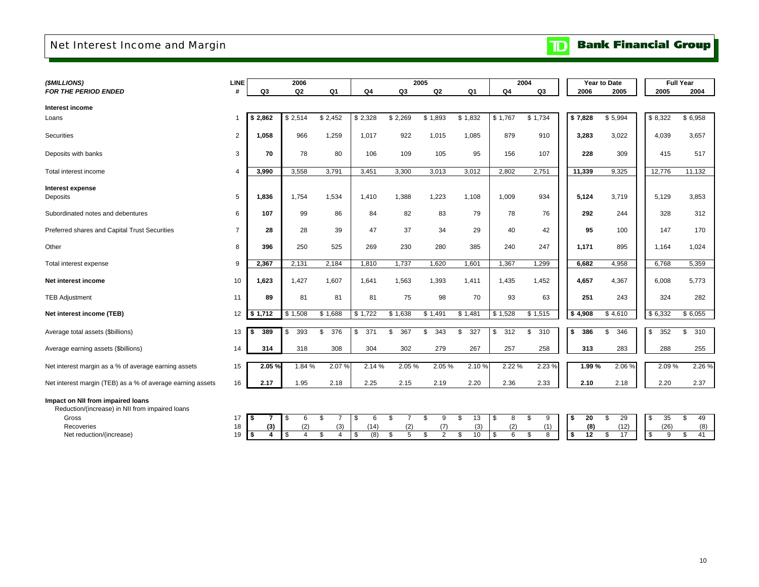# Net Interest Income and Margin

**TD Bank Financial Group**

| *($MILLIONS)* | LINE | 2006 | | | 2005 | | | | 2004 | | Year to Date | | Full Year | |
|---|---|---|---|---|---|---|---|---|---|---|---|---|---|---|
| ***FOR THE PERIOD ENDED*** | **#** | **Q3** | **Q2** | **Q1** | **Q4** | **Q3** | **Q2** | **Q1** | **Q4** | **Q3** | **2006** | **2005** | **2005** | **2004** |
| **Interest income** | | | | | | | | | | | | | | |
| Loans | 1 | **$ 2,862** | $ 2,514 | $ 2,452 | $ 2,328 | $ 2,269 | $ 1,893 | $ 1,832 | $ 1,767 | $ 1,734 | **$ 7,828** | $ 5,994 | $ 8,322 | $ 6,958 |
| Securities | 2 | **1,058** | 966 | 1,259 | 1,017 | 922 | 1,015 | 1,085 | 879 | 910 | **3,283** | 3,022 | 4,039 | 3,657 |
| Deposits with banks | 3 | **70** | 78 | 80 | 106 | 109 | 105 | 95 | 156 | 107 | **228** | 309 | 415 | 517 |
| Total interest income | 4 | **3,990** | 3,558 | 3,791 | 3,451 | 3,300 | 3,013 | 3,012 | 2,802 | 2,751 | **11,339** | 9,325 | 12,776 | 11,132 |
| **Interest expense** | | | | | | | | | | | | | | |
| Deposits | 5 | **1,836** | 1,754 | 1,534 | 1,410 | 1,388 | 1,223 | 1,108 | 1,009 | 934 | **5,124** | 3,719 | 5,129 | 3,853 |
| Subordinated notes and debentures | 6 | **107** | 99 | 86 | 84 | 82 | 83 | 79 | 78 | 76 | **292** | 244 | 328 | 312 |
| Preferred shares and Capital Trust Securities | 7 | **28** | 28 | 39 | 47 | 37 | 34 | 29 | 40 | 42 | **95** | 100 | 147 | 170 |
| Other | 8 | **396** | 250 | 525 | 269 | 230 | 280 | 385 | 240 | 247 | **1,171** | 895 | 1,164 | 1,024 |
| Total interest expense | 9 | **2,367** | 2,131 | 2,184 | 1,810 | 1,737 | 1,620 | 1,601 | 1,367 | 1,299 | **6,682** | 4,958 | 6,768 | 5,359 |
| **Net interest income** | 10 | **1,623** | 1,427 | 1,607 | 1,641 | 1,563 | 1,393 | 1,411 | 1,435 | 1,452 | **4,657** | 4,367 | 6,008 | 5,773 |
| TEB Adjustment | 11 | **89** | 81 | 81 | 81 | 75 | 98 | 70 | 93 | 63 | **251** | 243 | 324 | 282 |
| **Net interest income (TEB)** | 12 | **$ 1,712** | $ 1,508 | $ 1,688 | $ 1,722 | $ 1,638 | $ 1,491 | $ 1,481 | $ 1,528 | $ 1,515 | **$ 4,908** | $ 4,610 | $ 6,332 | $ 6,055 |
| Average total assets ($billions) | 13 | **$ 389** | $ 393 | $ 376 | $ 371 | $ 367 | $ 343 | $ 327 | $ 312 | $ 310 | **$ 386** | $ 346 | $ 352 | $ 310 |
| Average earning assets ($billions) | 14 | **314** | 318 | 308 | 304 | 302 | 279 | 267 | 257 | 258 | **313** | 283 | 288 | 255 |
| Net interest margin as a % of average earning assets | 15 | **2.05 %** | 1.84 % | 2.07 % | 2.14 % | 2.05 % | 2.05 % | 2.10 % | 2.22 % | 2.23 % | **1.99 %** | 2.06 % | 2.09 % | 2.26 % |
| Net interest margin (TEB) as a % of average earning assets | 16 | **2.17** | 1.95 | 2.18 | 2.25 | 2.15 | 2.19 | 2.20 | 2.36 | 2.33 | **2.10** | 2.18 | 2.20 | 2.37 |
| **Impact on NII from impaired loans** | | | | | | | | | | | | | | |
| Reduction/(increase) in NII from impaired loans | | | | | | | | | | | | | | |
| Gross | 17 | **$ 7** | $ 6 | $ 7 | $ 6 | $ 7 | $ 9 | $ 13 | $ 8 | $ 9 | **$ 20** | $ 29 | $ 35 | $ 49 |
| Recoveries | 18 | **(3)** | (2) | (3) | (14) | (2) | (7) | (3) | (2) | (1) | **(8)** | (12) | (26) | (8) |
| Net reduction/(increase) | 19 | **$ 4** | $ 4 | $ 4 | $ (8) | $ 5 | $ 2 | $ 10 | $ 6 | $ 8 | **$ 12** | $ 17 | $ 9 | $ 41 |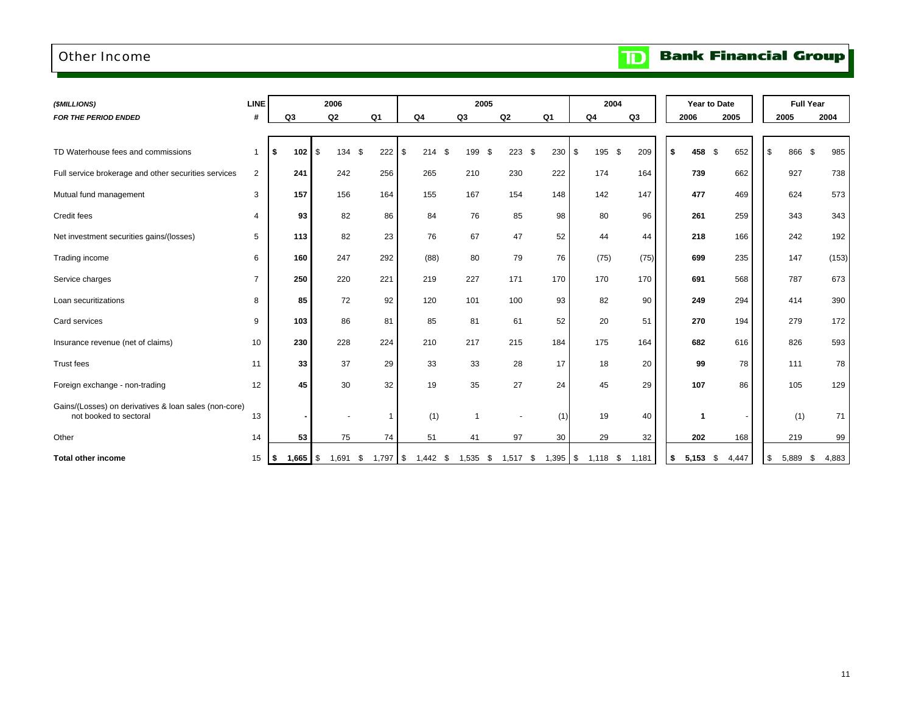# Other Income

**TD Bank Financial Group**

| *($MILLIONS)* | LINE | 2006 | | | 2005 | | | | 2004 | | Year to Date | | Full Year | |
|---|---|---|---|---|---|---|---|---|---|---|---|---|---|---|
| ***FOR THE PERIOD ENDED*** | **#** | **Q3** | **Q2** | **Q1** | **Q4** | **Q3** | **Q2** | **Q1** | **Q4** | **Q3** | **2006** | **2005** | **2005** | **2004** |
| TD Waterhouse fees and commissions | 1 | **$ 102** | $ 134 | $ 222 | $ 214 | $ 199 | $ 223 | $ 230 | $ 195 | $ 209 | **$ 458** | $ 652 | $ 866 | $ 985 |
| Full service brokerage and other securities services | 2 | **241** | 242 | 256 | 265 | 210 | 230 | 222 | 174 | 164 | **739** | 662 | 927 | 738 |
| Mutual fund management | 3 | **157** | 156 | 164 | 155 | 167 | 154 | 148 | 142 | 147 | **477** | 469 | 624 | 573 |
| Credit fees | 4 | **93** | 82 | 86 | 84 | 76 | 85 | 98 | 80 | 96 | **261** | 259 | 343 | 343 |
| Net investment securities gains/(losses) | 5 | **113** | 82 | 23 | 76 | 67 | 47 | 52 | 44 | 44 | **218** | 166 | 242 | 192 |
| Trading income | 6 | **160** | 247 | 292 | (88) | 80 | 79 | 76 | (75) | (75) | **699** | 235 | 147 | (153) |
| Service charges | 7 | **250** | 220 | 221 | 219 | 227 | 171 | 170 | 170 | 170 | **691** | 568 | 787 | 673 |
| Loan securitizations | 8 | **85** | 72 | 92 | 120 | 101 | 100 | 93 | 82 | 90 | **249** | 294 | 414 | 390 |
| Card services | 9 | **103** | 86 | 81 | 85 | 81 | 61 | 52 | 20 | 51 | **270** | 194 | 279 | 172 |
| Insurance revenue (net of claims) | 10 | **230** | 228 | 224 | 210 | 217 | 215 | 184 | 175 | 164 | **682** | 616 | 826 | 593 |
| Trust fees | 11 | **33** | 37 | 29 | 33 | 33 | 28 | 17 | 18 | 20 | **99** | 78 | 111 | 78 |
| Foreign exchange - non-trading | 12 | **45** | 30 | 32 | 19 | 35 | 27 | 24 | 45 | 29 | **107** | 86 | 105 | 129 |
| Gains/(Losses) on derivatives & loan sales (non-core) not booked to sectoral | 13 | **-** | - | 1 | (1) | 1 | - | (1) | 19 | 40 | **1** | - | (1) | 71 |
| Other | 14 | **53** | 75 | 74 | 51 | 41 | 97 | 30 | 29 | 32 | **202** | 168 | 219 | 99 |
| **Total other income** | 15 | **$ 1,665** | $ 1,691 | $ 1,797 | $ 1,442 | $ 1,535 | $ 1,517 | $ 1,395 | $ 1,118 | $ 1,181 | **$ 5,153** | $ 4,447 | $ 5,889 | $ 4,883 |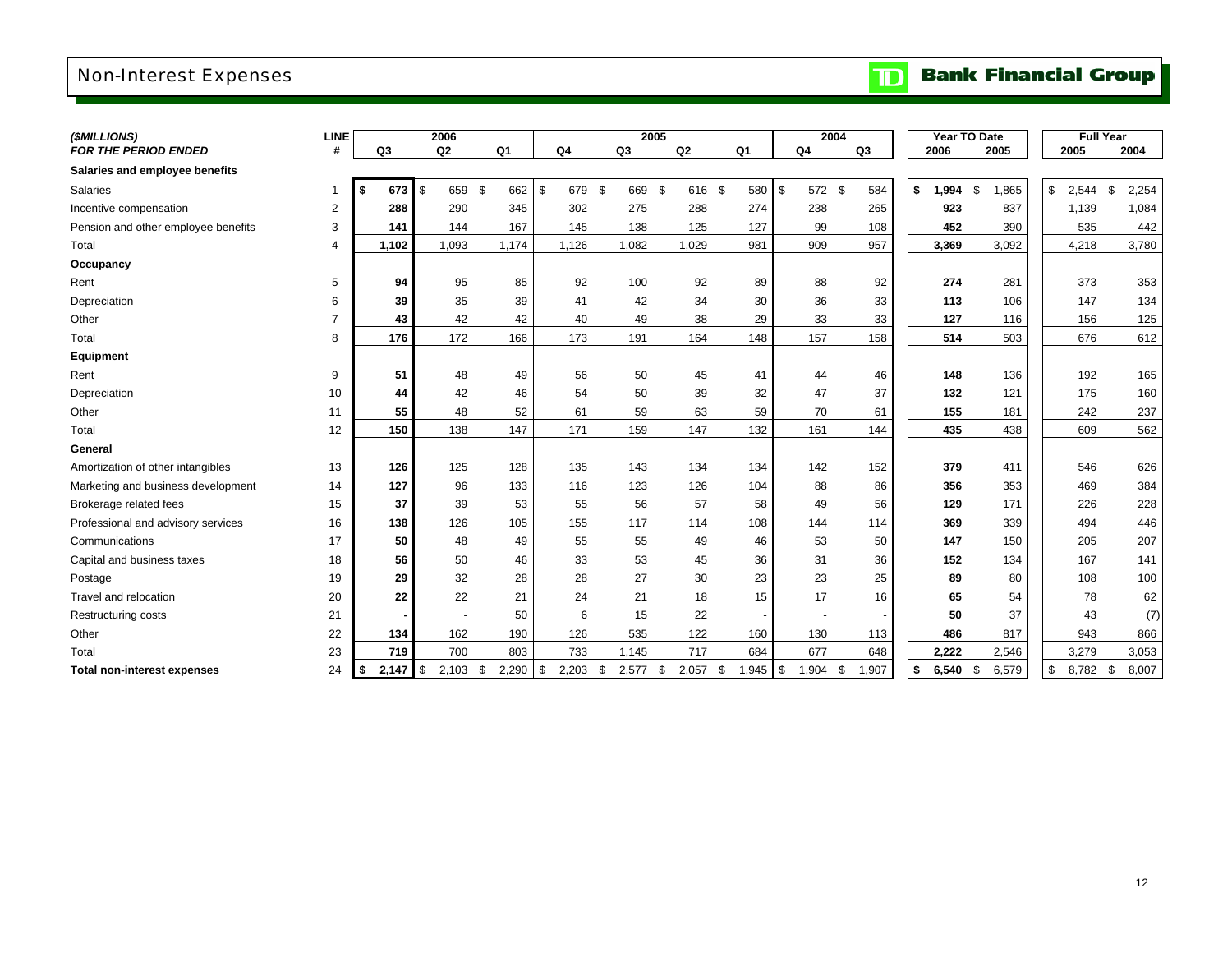# Non-Interest Expenses

TD Bank Financial Group

| ($MILLIONS) FOR THE PERIOD ENDED | LINE # | 2006 Q3 | 2006 Q2 | 2006 Q1 | 2005 Q4 | 2005 Q3 | 2005 Q2 | 2005 Q1 | 2004 Q4 | 2004 Q3 | Year To Date 2006 | Year To Date 2005 | Full Year 2005 | Full Year 2004 |
|---|---|---|---|---|---|---|---|---|---|---|---|---|---|---|
| **Salaries and employee benefits** | | | | | | | | | | | | | | |
| Salaries | 1 | $ 673 | $ 659 | $ 662 | $ 679 | $ 669 | $ 616 | $ 580 | $ 572 | $ 584 | $ 1,994 | $ 1,865 | $ 2,544 | $ 2,254 |
| Incentive compensation | 2 | 288 | 290 | 345 | 302 | 275 | 288 | 274 | 238 | 265 | 923 | 837 | 1,139 | 1,084 |
| Pension and other employee benefits | 3 | 141 | 144 | 167 | 145 | 138 | 125 | 127 | 99 | 108 | 452 | 390 | 535 | 442 |
| Total | 4 | 1,102 | 1,093 | 1,174 | 1,126 | 1,082 | 1,029 | 981 | 909 | 957 | 3,369 | 3,092 | 4,218 | 3,780 |
| **Occupancy** | | | | | | | | | | | | | | |
| Rent | 5 | 94 | 95 | 85 | 92 | 100 | 92 | 89 | 88 | 92 | 274 | 281 | 373 | 353 |
| Depreciation | 6 | 39 | 35 | 39 | 41 | 42 | 34 | 30 | 36 | 33 | 113 | 106 | 147 | 134 |
| Other | 7 | 43 | 42 | 42 | 40 | 49 | 38 | 29 | 33 | 33 | 127 | 116 | 156 | 125 |
| Total | 8 | 176 | 172 | 166 | 173 | 191 | 164 | 148 | 157 | 158 | 514 | 503 | 676 | 612 |
| **Equipment** | | | | | | | | | | | | | | |
| Rent | 9 | 51 | 48 | 49 | 56 | 50 | 45 | 41 | 44 | 46 | 148 | 136 | 192 | 165 |
| Depreciation | 10 | 44 | 42 | 46 | 54 | 50 | 39 | 32 | 47 | 37 | 132 | 121 | 175 | 160 |
| Other | 11 | 55 | 48 | 52 | 61 | 59 | 63 | 59 | 70 | 61 | 155 | 181 | 242 | 237 |
| Total | 12 | 150 | 138 | 147 | 171 | 159 | 147 | 132 | 161 | 144 | 435 | 438 | 609 | 562 |
| **General** | | | | | | | | | | | | | | |
| Amortization of other intangibles | 13 | 126 | 125 | 128 | 135 | 143 | 134 | 134 | 142 | 152 | 379 | 411 | 546 | 626 |
| Marketing and business development | 14 | 127 | 96 | 133 | 116 | 123 | 126 | 104 | 88 | 86 | 356 | 353 | 469 | 384 |
| Brokerage related fees | 15 | 37 | 39 | 53 | 55 | 56 | 57 | 58 | 49 | 56 | 129 | 171 | 226 | 228 |
| Professional and advisory services | 16 | 138 | 126 | 105 | 155 | 117 | 114 | 108 | 144 | 114 | 369 | 339 | 494 | 446 |
| Communications | 17 | 50 | 48 | 49 | 55 | 55 | 49 | 46 | 53 | 50 | 147 | 150 | 205 | 207 |
| Capital and business taxes | 18 | 56 | 50 | 46 | 33 | 53 | 45 | 36 | 31 | 36 | 152 | 134 | 167 | 141 |
| Postage | 19 | 29 | 32 | 28 | 28 | 27 | 30 | 23 | 23 | 25 | 89 | 80 | 108 | 100 |
| Travel and relocation | 20 | 22 | 22 | 21 | 24 | 21 | 18 | 15 | 17 | 16 | 65 | 54 | 78 | 62 |
| Restructuring costs | 21 | - | - | 50 | 6 | 15 | 22 | - | - | - | 50 | 37 | 43 | (7) |
| Other | 22 | 134 | 162 | 190 | 126 | 535 | 122 | 160 | 130 | 113 | 486 | 817 | 943 | 866 |
| Total | 23 | 719 | 700 | 803 | 733 | 1,145 | 717 | 684 | 677 | 648 | 2,222 | 2,546 | 3,279 | 3,053 |
| **Total non-interest expenses** | 24 | $ 2,147 | $ 2,103 | $ 2,290 | $ 2,203 | $ 2,577 | $ 2,057 | $ 1,945 | $ 1,904 | $ 1,907 | $ 6,540 | $ 6,579 | $ 8,782 | $ 8,007 |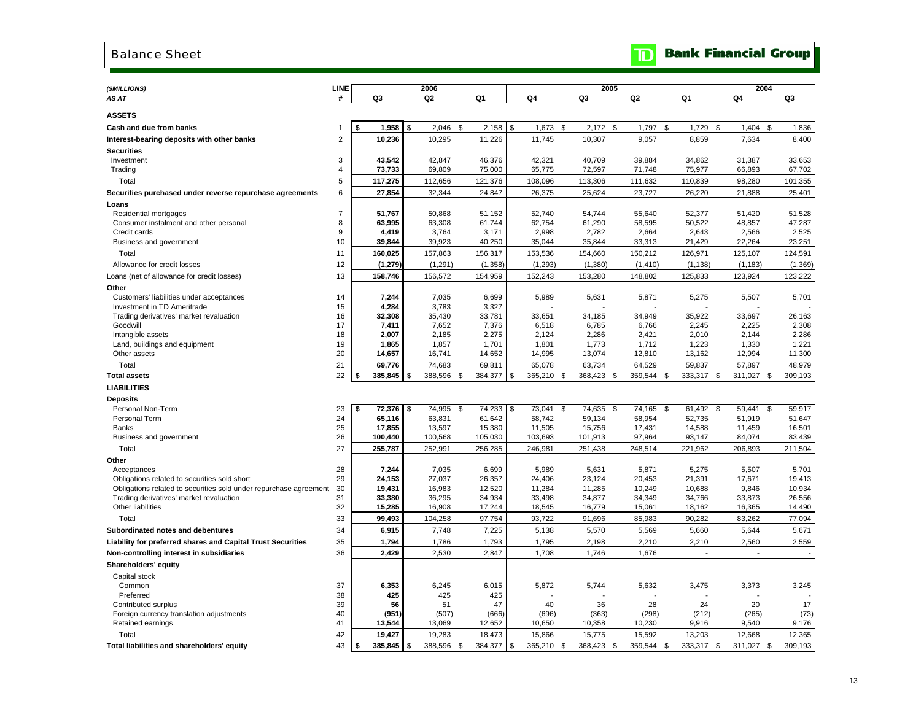# Balance Sheet

**TD Bank Financial Group**

| *($MILLIONS)* | LINE | 2006 | | | 2005 | | | | 2004 | |
|---|---|---|---|---|---|---|---|---|---|---|
| *AS AT* | # | Q3 | Q2 | Q1 | Q4 | Q3 | Q2 | Q1 | Q4 | Q3 |
| **ASSETS** | | | | | | | | | | |
| **Cash and due from banks** | 1 | **$ 1,958** | $ 2,046 | $ 2,158 | $ 1,673 | $ 2,172 | $ 1,797 | $ 1,729 | $ 1,404 | $ 1,836 |
| **Interest-bearing deposits with other banks** | 2 | **10,236** | 10,295 | 11,226 | 11,745 | 10,307 | 9,057 | 8,859 | 7,634 | 8,400 |
| **Securities** | | | | | | | | | | |
| Investment | 3 | **43,542** | 42,847 | 46,376 | 42,321 | 40,709 | 39,884 | 34,862 | 31,387 | 33,653 |
| Trading | 4 | **73,733** | 69,809 | 75,000 | 65,775 | 72,597 | 71,748 | 75,977 | 66,893 | 67,702 |
| Total | 5 | **117,275** | 112,656 | 121,376 | 108,096 | 113,306 | 111,632 | 110,839 | 98,280 | 101,355 |
| **Securities purchased under reverse repurchase agreements** | 6 | **27,854** | 32,344 | 24,847 | 26,375 | 25,624 | 23,727 | 26,220 | 21,888 | 25,401 |
| **Loans** | | | | | | | | | | |
| Residential mortgages | 7 | **51,767** | 50,868 | 51,152 | 52,740 | 54,744 | 55,640 | 52,377 | 51,420 | 51,528 |
| Consumer instalment and other personal | 8 | **63,995** | 63,308 | 61,744 | 62,754 | 61,290 | 58,595 | 50,522 | 48,857 | 47,287 |
| Credit cards | 9 | **4,419** | 3,764 | 3,171 | 2,998 | 2,782 | 2,664 | 2,643 | 2,566 | 2,525 |
| Business and government | 10 | **39,844** | 39,923 | 40,250 | 35,044 | 35,844 | 33,313 | 21,429 | 22,264 | 23,251 |
| Total | 11 | **160,025** | 157,863 | 156,317 | 153,536 | 154,660 | 150,212 | 126,971 | 125,107 | 124,591 |
| Allowance for credit losses | 12 | **(1,279)** | (1,291) | (1,358) | (1,293) | (1,380) | (1,410) | (1,138) | (1,183) | (1,369) |
| Loans (net of allowance for credit losses) | 13 | **158,746** | 156,572 | 154,959 | 152,243 | 153,280 | 148,802 | 125,833 | 123,924 | 123,222 |
| **Other** | | | | | | | | | | |
| Customers' liabilities under acceptances | 14 | **7,244** | 7,035 | 6,699 | 5,989 | 5,631 | 5,871 | 5,275 | 5,507 | 5,701 |
| Investment in TD Ameritrade | 15 | **4,284** | 3,783 | 3,327 | - | - | - | - | - | - |
| Trading derivatives' market revaluation | 16 | **32,308** | 35,430 | 33,781 | 33,651 | 34,185 | 34,949 | 35,922 | 33,697 | 26,163 |
| Goodwill | 17 | **7,411** | 7,652 | 7,376 | 6,518 | 6,785 | 6,766 | 2,245 | 2,225 | 2,308 |
| Intangible assets | 18 | **2,007** | 2,185 | 2,275 | 2,124 | 2,286 | 2,421 | 2,010 | 2,144 | 2,286 |
| Land, buildings and equipment | 19 | **1,865** | 1,857 | 1,701 | 1,801 | 1,773 | 1,712 | 1,223 | 1,330 | 1,221 |
| Other assets | 20 | **14,657** | 16,741 | 14,652 | 14,995 | 13,074 | 12,810 | 13,162 | 12,994 | 11,300 |
| Total | 21 | **69,776** | 74,683 | 69,811 | 65,078 | 63,734 | 64,529 | 59,837 | 57,897 | 48,979 |
| **Total assets** | 22 | **$ 385,845** | $ 388,596 | $ 384,377 | $ 365,210 | $ 368,423 | $ 359,544 | $ 333,317 | $ 311,027 | $ 309,193 |
| **LIABILITIES** | | | | | | | | | | |
| **Deposits** | | | | | | | | | | |
| Personal Non-Term | 23 | **$ 72,376** | $ 74,995 | $ 74,233 | $ 73,041 | $ 74,635 | $ 74,165 | $ 61,492 | $ 59,441 | $ 59,917 |
| Personal Term | 24 | **65,116** | 63,831 | 61,642 | 58,742 | 59,134 | 58,954 | 52,735 | 51,919 | 51,647 |
| Banks | 25 | **17,855** | 13,597 | 15,380 | 11,505 | 15,756 | 17,431 | 14,588 | 11,459 | 16,501 |
| Business and government | 26 | **100,440** | 100,568 | 105,030 | 103,693 | 101,913 | 97,964 | 93,147 | 84,074 | 83,439 |
| Total | 27 | **255,787** | 252,991 | 256,285 | 246,981 | 251,438 | 248,514 | 221,962 | 206,893 | 211,504 |
| **Other** | | | | | | | | | | |
| Acceptances | 28 | **7,244** | 7,035 | 6,699 | 5,989 | 5,631 | 5,871 | 5,275 | 5,507 | 5,701 |
| Obligations related to securities sold short | 29 | **24,153** | 27,037 | 26,357 | 24,406 | 23,124 | 20,453 | 21,391 | 17,671 | 19,413 |
| Obligations related to securities sold under repurchase agreement | 30 | **19,431** | 16,983 | 12,520 | 11,284 | 11,285 | 10,249 | 10,688 | 9,846 | 10,934 |
| Trading derivatives' market revaluation | 31 | **33,380** | 36,295 | 34,934 | 33,498 | 34,877 | 34,349 | 34,766 | 33,873 | 26,556 |
| Other liabilities | 32 | **15,285** | 16,908 | 17,244 | 18,545 | 16,779 | 15,061 | 18,162 | 16,365 | 14,490 |
| Total | 33 | **99,493** | 104,258 | 97,754 | 93,722 | 91,696 | 85,983 | 90,282 | 83,262 | 77,094 |
| **Subordinated notes and debentures** | 34 | **6,915** | 7,748 | 7,225 | 5,138 | 5,570 | 5,569 | 5,660 | 5,644 | 5,671 |
| **Liability for preferred shares and Capital Trust Securities** | 35 | **1,794** | 1,786 | 1,793 | 1,795 | 2,198 | 2,210 | 2,210 | 2,560 | 2,559 |
| **Non-controlling interest in subsidiaries** | 36 | **2,429** | 2,530 | 2,847 | 1,708 | 1,746 | 1,676 | - | - | - |
| **Shareholders' equity** | | | | | | | | | | |
| Capital stock | | | | | | | | | | |
| Common | 37 | **6,353** | 6,245 | 6,015 | 5,872 | 5,744 | 5,632 | 3,475 | 3,373 | 3,245 |
| Preferred | 38 | **425** | 425 | 425 | - | - | - | - | - | - |
| Contributed surplus | 39 | **56** | 51 | 47 | 40 | 36 | 28 | 24 | 20 | 17 |
| Foreign currency translation adjustments | 40 | **(951)** | (507) | (666) | (696) | (363) | (298) | (212) | (265) | (73) |
| Retained earnings | 41 | **13,544** | 13,069 | 12,652 | 10,650 | 10,358 | 10,230 | 9,916 | 9,540 | 9,176 |
| Total | 42 | **19,427** | 19,283 | 18,473 | 15,866 | 15,775 | 15,592 | 13,203 | 12,668 | 12,365 |
| **Total liabilities and shareholders' equity** | 43 | **$ 385,845** | $ 388,596 | $ 384,377 | $ 365,210 | $ 368,423 | $ 359,544 | $ 333,317 | $ 311,027 | $ 309,193 |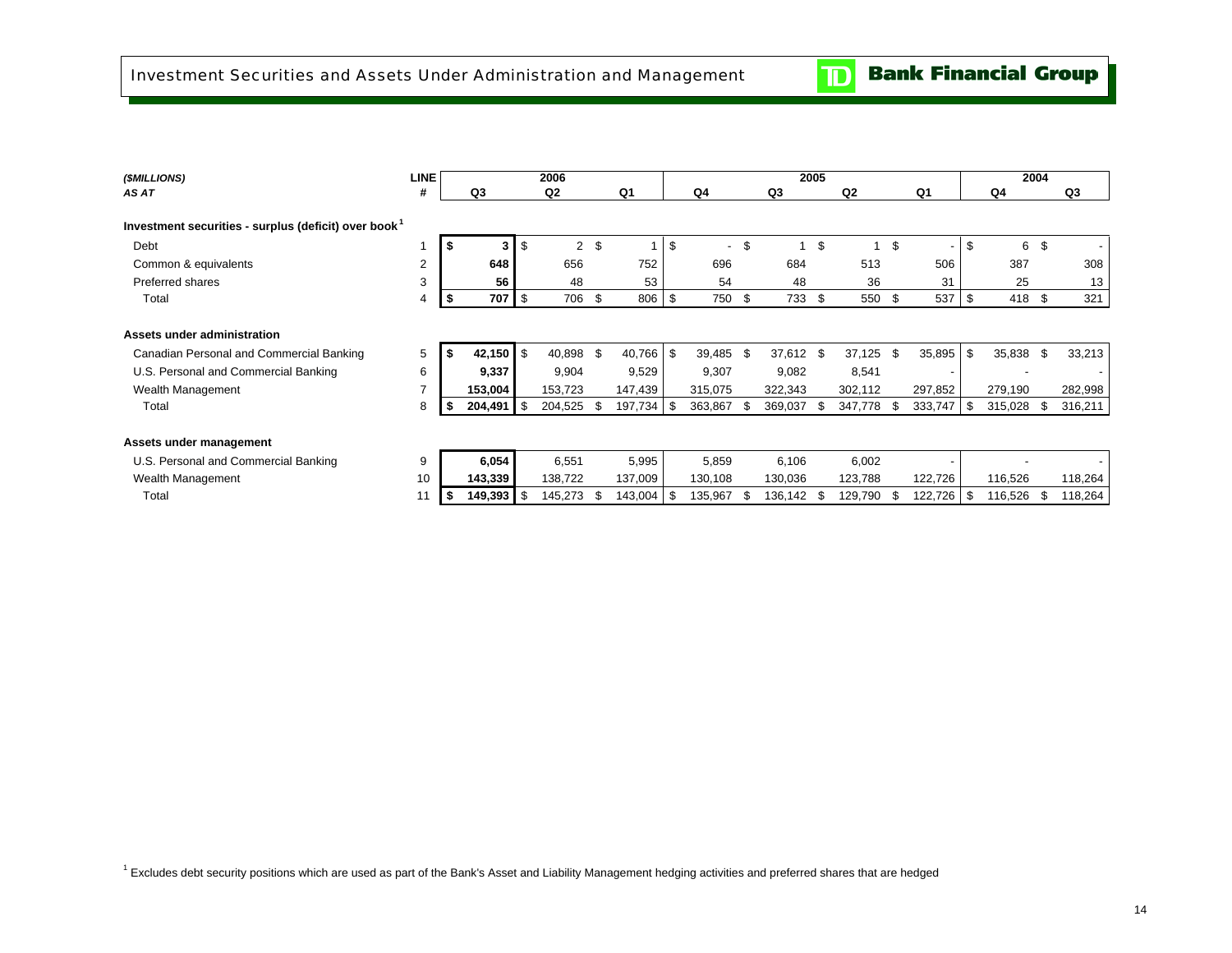# Investment Securities and Assets Under Administration and Management

| ($MILLIONS) | LINE | 2006 | | | 2005 | | | | 2004 | |
|---|---|---|---|---|---|---|---|---|---|---|
| AS AT | # | Q3 | Q2 | Q1 | Q4 | Q3 | Q2 | Q1 | Q4 | Q3 |
| **Investment securities - surplus (deficit) over book[1]** | | | | | | | | | | |
| Debt | 1 | **$ 3** | $ 2 | $ 1 | $ - | $ 1 | $ 1 | $ - | $ 6 | $ - |
| Common & equivalents | 2 | **648** | 656 | 752 | 696 | 684 | 513 | 506 | 387 | 308 |
| Preferred shares | 3 | **56** | 48 | 53 | 54 | 48 | 36 | 31 | 25 | 13 |
| Total | 4 | **$ 707** | $ 706 | $ 806 | $ 750 | $ 733 | $ 550 | $ 537 | $ 418 | $ 321 |
| **Assets under administration** | | | | | | | | | | |
| Canadian Personal and Commercial Banking | 5 | **$ 42,150** | $ 40,898 | $ 40,766 | $ 39,485 | $ 37,612 | $ 37,125 | $ 35,895 | $ 35,838 | $ 33,213 |
| U.S. Personal and Commercial Banking | 6 | **9,337** | 9,904 | 9,529 | 9,307 | 9,082 | 8,541 | - | - | - |
| Wealth Management | 7 | **153,004** | 153,723 | 147,439 | 315,075 | 322,343 | 302,112 | 297,852 | 279,190 | 282,998 |
| Total | 8 | **$ 204,491** | $ 204,525 | $ 197,734 | $ 363,867 | $ 369,037 | $ 347,778 | $ 333,747 | $ 315,028 | $ 316,211 |
| **Assets under management** | | | | | | | | | | |
| U.S. Personal and Commercial Banking | 9 | **6,054** | 6,551 | 5,995 | 5,859 | 6,106 | 6,002 | - | - | - |
| Wealth Management | 10 | **143,339** | 138,722 | 137,009 | 130,108 | 130,036 | 123,788 | 122,726 | 116,526 | 118,264 |
| Total | 11 | **$ 149,393** | $ 145,273 | $ 143,004 | $ 135,967 | $ 136,142 | $ 129,790 | $ 122,726 | $ 116,526 | $ 118,264 |

[1] Excludes debt security positions which are used as part of the Bank's Asset and Liability Management hedging activities and preferred shares that are hedged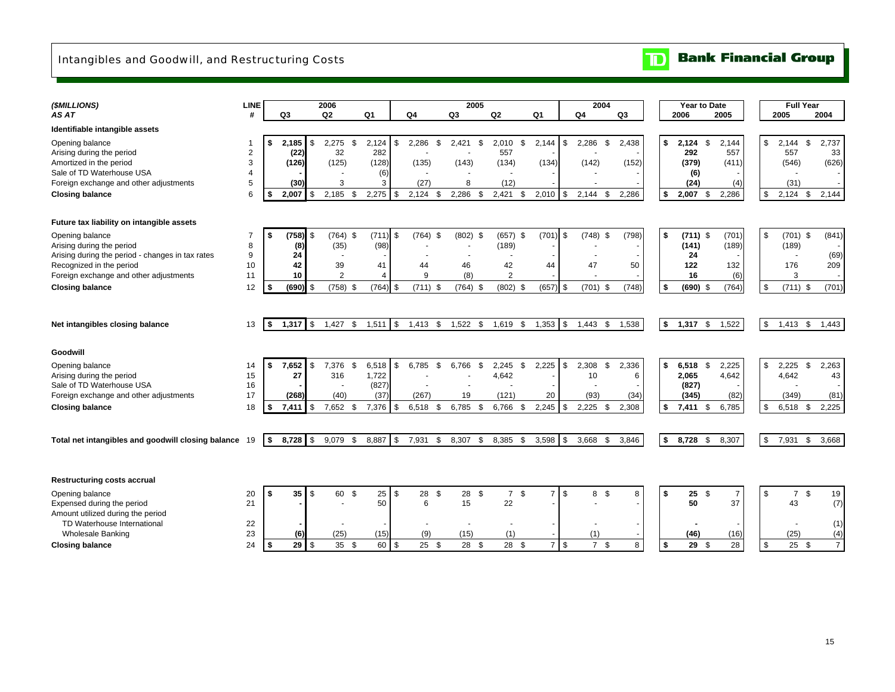# Intangibles and Goodwill, and Restructuring Costs

**TD Bank Financial Group**

| ($MILLIONS) AS AT | LINE # | 2006 Q3 | 2006 Q2 | 2006 Q1 | 2005 Q4 | 2005 Q3 | 2005 Q2 | 2005 Q1 | 2004 Q4 | 2004 Q3 | Year to Date 2006 | Year to Date 2005 | Full Year 2005 | Full Year 2004 |
|---|---|---|---|---|---|---|---|---|---|---|---|---|---|---|
| **Identifiable intangible assets** | | | | | | | | | | | | | | |
| Opening balance | 1 | **$ 2,185** | $ 2,275 | $ 2,124 | $ 2,286 | $ 2,421 | $ 2,010 | $ 2,144 | $ 2,286 | $ 2,438 | **$ 2,124** | $ 2,144 | $ 2,144 | $ 2,737 |
| Arising during the period | 2 | **(22)** | 32 | 282 | - | - | 557 | - | - | - | **292** | 557 | 557 | 33 |
| Amortized in the period | 3 | **(126)** | (125) | (128) | (135) | (143) | (134) | (134) | (142) | (152) | **(379)** | (411) | (546) | (626) |
| Sale of TD Waterhouse USA | 4 | **-** | - | (6) | - | - | - | - | - | - | **(6)** | - | - | - |
| Foreign exchange and other adjustments | 5 | **(30)** | 3 | 3 | (27) | 8 | (12) | - | - | - | **(24)** | (4) | (31) | - |
| **Closing balance** | 6 | **$ 2,007** | $ 2,185 | $ 2,275 | $ 2,124 | $ 2,286 | $ 2,421 | $ 2,010 | $ 2,144 | $ 2,286 | **$ 2,007** | $ 2,286 | $ 2,124 | $ 2,144 |
| **Future tax liability on intangible assets** | | | | | | | | | | | | | | |
| Opening balance | 7 | **$ (758)** | $ (764) | $ (711) | $ (764) | $ (802) | $ (657) | $ (701) | $ (748) | $ (798) | **$ (711)** | $ (701) | $ (701) | $ (841) |
| Arising during the period | 8 | **(8)** | (35) | (98) | - | - | (189) | - | - | - | **(141)** | (189) | (189) | - |
| Arising during the period - changes in tax rates | 9 | **24** | - | - | - | - | - | - | - | - | **24** | - | - | (69) |
| Recognized in the period | 10 | **42** | 39 | 41 | 44 | 46 | 42 | 44 | 47 | 50 | **122** | 132 | 176 | 209 |
| Foreign exchange and other adjustments | 11 | **10** | 2 | 4 | 9 | (8) | 2 | - | - | - | **16** | (6) | 3 | - |
| **Closing balance** | 12 | **$ (690)** | $ (758) | $ (764) | $ (711) | $ (764) | $ (802) | $ (657) | $ (701) | $ (748) | **$ (690)** | $ (764) | $ (711) | $ (701) |
| **Net intangibles closing balance** | 13 | **$ 1,317** | $ 1,427 | $ 1,511 | $ 1,413 | $ 1,522 | $ 1,619 | $ 1,353 | $ 1,443 | $ 1,538 | **$ 1,317** | $ 1,522 | $ 1,413 | $ 1,443 |
| **Goodwill** | | | | | | | | | | | | | | |
| Opening balance | 14 | **$ 7,652** | $ 7,376 | $ 6,518 | $ 6,785 | $ 6,766 | $ 2,245 | $ 2,225 | $ 2,308 | $ 2,336 | **$ 6,518** | $ 2,225 | $ 2,225 | $ 2,263 |
| Arising during the period | 15 | **27** | 316 | 1,722 | - | - | 4,642 | - | 10 | 6 | **2,065** | 4,642 | 4,642 | 43 |
| Sale of TD Waterhouse USA | 16 | **-** | - | (827) | - | - | - | - | - | - | **(827)** | - | - | - |
| Foreign exchange and other adjustments | 17 | **(268)** | (40) | (37) | (267) | 19 | (121) | 20 | (93) | (34) | **(345)** | (82) | (349) | (81) |
| **Closing balance** | 18 | **$ 7,411** | $ 7,652 | $ 7,376 | $ 6,518 | $ 6,785 | $ 6,766 | $ 2,245 | $ 2,225 | $ 2,308 | **$ 7,411** | $ 6,785 | $ 6,518 | $ 2,225 |
| **Total net intangibles and goodwill closing balance** | 19 | **$ 8,728** | $ 9,079 | $ 8,887 | $ 7,931 | $ 8,307 | $ 8,385 | $ 3,598 | $ 3,668 | $ 3,846 | **$ 8,728** | $ 8,307 | $ 7,931 | $ 3,668 |
| **Restructuring costs accrual** | | | | | | | | | | | | | | |
| Opening balance | 20 | **$ 35** | $ 60 | $ 25 | $ 28 | $ 28 | $ 7 | $ 7 | $ 8 | $ 8 | **$ 25** | $ 7 | $ 7 | $ 19 |
| Expensed during the period | 21 | **-** | - | 50 | 6 | 15 | 22 | - | - | - | **50** | 37 | 43 | (7) |
| Amount utilized during the period | | | | | | | | | | | | | | |
| TD Waterhouse International | 22 | **-** | - | - | - | - | - | - | - | - | **-** | - | - | (1) |
| Wholesale Banking | 23 | **(6)** | (25) | (15) | (9) | (15) | (1) | - | (1) | - | **(46)** | (16) | (25) | (4) |
| **Closing balance** | 24 | **$ 29** | $ 35 | $ 60 | $ 25 | $ 28 | $ 28 | $ 7 | $ 7 | $ 8 | **$ 29** | $ 28 | $ 25 | $ 7 |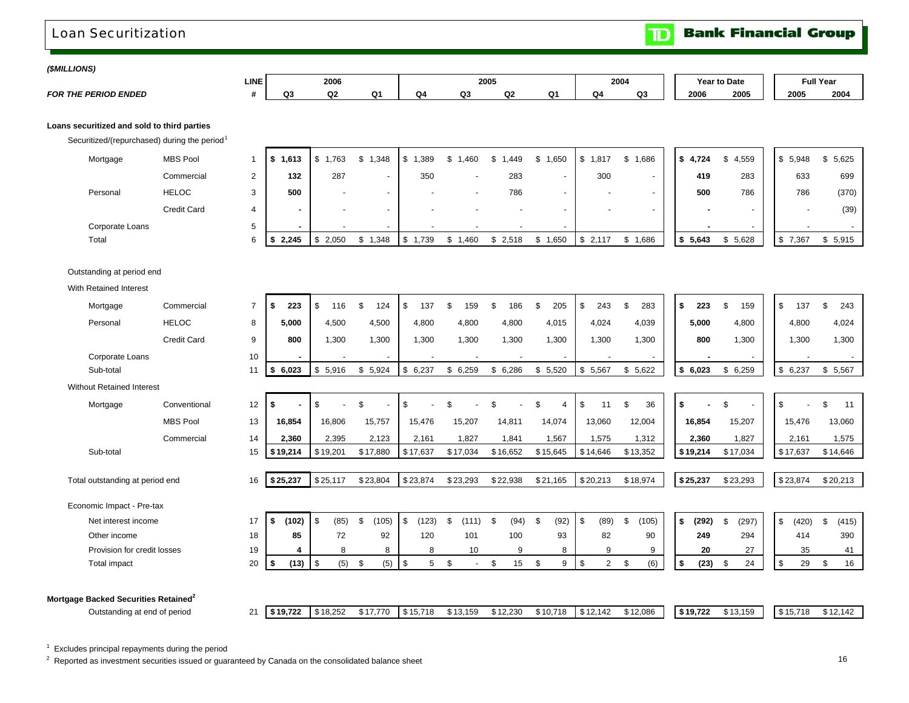# Loan Securitization

TD Bank Financial Group

***($MILLIONS)***

| ***FOR THE PERIOD ENDED*** | | LINE # | 2006 Q3 | 2006 Q2 | 2006 Q1 | 2005 Q4 | 2005 Q3 | 2005 Q2 | 2005 Q1 | 2004 Q4 | 2004 Q3 | Year to Date 2006 | Year to Date 2005 | Full Year 2005 | Full Year 2004 |
|---|---|---|---|---|---|---|---|---|---|---|---|---|---|---|---|
| **Loans securitized and sold to third parties** | | | | | | | | | | | | | | | |
| Securitized/(repurchased) during the period[1] | | | | | | | | | | | | | | | |
| Mortgage | MBS Pool | 1 | **$ 1,613** | $ 1,763 | $ 1,348 | $ 1,389 | $ 1,460 | $ 1,449 | $ 1,650 | $ 1,817 | $ 1,686 | **$ 4,724** | $ 4,559 | $ 5,948 | $ 5,625 |
| | Commercial | 2 | **132** | 287 | - | 350 | - | 283 | - | 300 | - | **419** | 283 | 633 | 699 |
| Personal | HELOC | 3 | **500** | - | - | - | - | 786 | - | - | - | **500** | 786 | 786 | (370) |
| | Credit Card | 4 | **-** | - | - | - | - | - | - | - | - | **-** | - | - | (39) |
| Corporate Loans | | 5 | **-** | - | - | - | - | - | - | | | **-** | - | - | - |
| Total | | 6 | **$ 2,245** | $ 2,050 | $ 1,348 | $ 1,739 | $ 1,460 | $ 2,518 | $ 1,650 | $ 2,117 | $ 1,686 | **$ 5,643** | $ 5,628 | $ 7,367 | $ 5,915 |
| Outstanding at period end | | | | | | | | | | | | | | | |
| With Retained Interest | | | | | | | | | | | | | | | |
| Mortgage | Commercial | 7 | **$ 223** | $ 116 | $ 124 | $ 137 | $ 159 | $ 186 | $ 205 | $ 243 | $ 283 | **$ 223** | $ 159 | $ 137 | $ 243 |
| Personal | HELOC | 8 | **5,000** | 4,500 | 4,500 | 4,800 | 4,800 | 4,800 | 4,015 | 4,024 | 4,039 | **5,000** | 4,800 | 4,800 | 4,024 |
| | Credit Card | 9 | **800** | 1,300 | 1,300 | 1,300 | 1,300 | 1,300 | 1,300 | 1,300 | 1,300 | **800** | 1,300 | 1,300 | 1,300 |
| Corporate Loans | | 10 | **-** | - | - | - | - | - | - | - | - | **-** | - | - | - |
| Sub-total | | 11 | **$ 6,023** | $ 5,916 | $ 5,924 | $ 6,237 | $ 6,259 | $ 6,286 | $ 5,520 | $ 5,567 | $ 5,622 | **$ 6,023** | $ 6,259 | $ 6,237 | $ 5,567 |
| Without Retained Interest | | | | | | | | | | | | | | | |
| Mortgage | Conventional | 12 | **$ -** | $ - | $ - | $ - | $ - | $ - | $ 4 | $ 11 | $ 36 | **$ -** | $ - | $ - | $ 11 |
| | MBS Pool | 13 | **16,854** | 16,806 | 15,757 | 15,476 | 15,207 | 14,811 | 14,074 | 13,060 | 12,004 | **16,854** | 15,207 | 15,476 | 13,060 |
| | Commercial | 14 | **2,360** | 2,395 | 2,123 | 2,161 | 1,827 | 1,841 | 1,567 | 1,575 | 1,312 | **2,360** | 1,827 | 2,161 | 1,575 |
| Sub-total | | 15 | **$ 19,214** | $ 19,201 | $ 17,880 | $ 17,637 | $ 17,034 | $ 16,652 | $ 15,645 | $ 14,646 | $ 13,352 | **$ 19,214** | $ 17,034 | $ 17,637 | $ 14,646 |
| Total outstanding at period end | | 16 | **$ 25,237** | $ 25,117 | $ 23,804 | $ 23,874 | $ 23,293 | $ 22,938 | $ 21,165 | $ 20,213 | $ 18,974 | **$ 25,237** | $ 23,293 | $ 23,874 | $ 20,213 |
| Economic Impact - Pre-tax | | | | | | | | | | | | | | | |
| Net interest income | | 17 | **$ (102)** | $ (85) | $ (105) | $ (123) | $ (111) | $ (94) | $ (92) | $ (89) | $ (105) | **$ (292)** | $ (297) | $ (420) | $ (415) |
| Other income | | 18 | **85** | 72 | 92 | 120 | 101 | 100 | 93 | 82 | 90 | **249** | 294 | 414 | 390 |
| Provision for credit losses | | 19 | **4** | 8 | 8 | 8 | 10 | 9 | 8 | 9 | 9 | **20** | 27 | 35 | 41 |
| Total impact | | 20 | **$ (13)** | $ (5) | $ (5) | $ 5 | $ - | $ 15 | $ 9 | $ 2 | $ (6) | **$ (23)** | $ 24 | $ 29 | $ 16 |
| **Mortgage Backed Securities Retained[2]** | | | | | | | | | | | | | | | |
| Outstanding at end of period | | 21 | **$ 19,722** | $ 18,252 | $ 17,770 | $ 15,718 | $ 13,159 | $ 12,230 | $ 10,718 | $ 12,142 | $ 12,086 | **$ 19,722** | $ 13,159 | $ 15,718 | $ 12,142 |

[1] Excludes principal repayments during the period

[2] Reported as investment securities issued or guaranteed by Canada on the consolidated balance sheet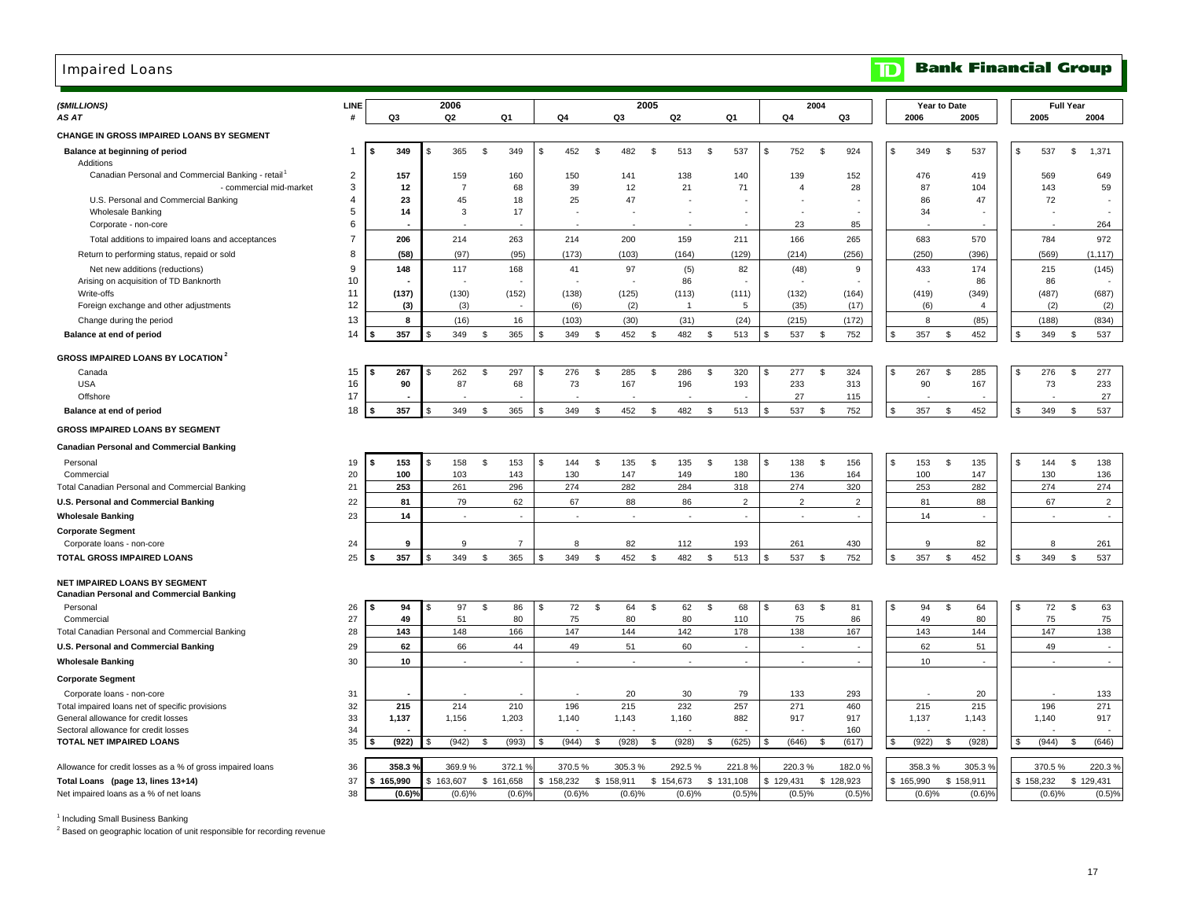# Impaired Loans

**TD Bank Financial Group**

| ($MILLIONS) AS AT | LINE # | 2006 Q3 | 2006 Q2 | 2006 Q1 | 2005 Q4 | 2005 Q3 | 2005 Q2 | 2005 Q1 | 2004 Q4 | 2004 Q3 | Year to Date 2006 | Year to Date 2005 | Full Year 2005 | Full Year 2004 |
|---|---|---|---|---|---|---|---|---|---|---|---|---|---|---|
| **CHANGE IN GROSS IMPAIRED LOANS BY SEGMENT** | | | | | | | | | | | | | | |
| **Balance at beginning of period** | 1 | $ 349 | $ 365 | $ 349 | $ 452 | $ 482 | $ 513 | $ 537 | $ 752 | $ 924 | $ 349 | $ 537 | $ 537 | $ 1,371 |
| Additions | | | | | | | | | | | | | | |
| Canadian Personal and Commercial Banking - retail[1] | 2 | 157 | 159 | 160 | 150 | 141 | 138 | 140 | 139 | 152 | 476 | 419 | 569 | 649 |
| - commercial mid-market | 3 | 12 | 7 | 68 | 39 | 12 | 21 | 71 | 4 | 28 | 87 | 104 | 143 | 59 |
| U.S. Personal and Commercial Banking | 4 | 23 | 45 | 18 | 25 | 47 | - | - | - | - | 86 | 47 | 72 | - |
| Wholesale Banking | 5 | 14 | 3 | 17 | - | - | - | - | - | - | 34 | - | - | - |
| Corporate - non-core | 6 | - | - | - | - | - | - | - | 23 | 85 | - | - | - | 264 |
| Total additions to impaired loans and acceptances | 7 | 206 | 214 | 263 | 214 | 200 | 159 | 211 | 166 | 265 | 683 | 570 | 784 | 972 |
| Return to performing status, repaid or sold | 8 | (58) | (97) | (95) | (173) | (103) | (164) | (129) | (214) | (256) | (250) | (396) | (569) | (1,117) |
| Net new additions (reductions) | 9 | 148 | 117 | 168 | 41 | 97 | (5) | 82 | (48) | 9 | 433 | 174 | 215 | (145) |
| Arising on acquisition of TD Banknorth | 10 | - | - | - | - | - | 86 | - | - | - | - | 86 | 86 | - |
| Write-offs | 11 | (137) | (130) | (152) | (138) | (125) | (113) | (111) | (132) | (164) | (419) | (349) | (487) | (687) |
| Foreign exchange and other adjustments | 12 | (3) | (3) | - | (6) | (2) | 1 | 5 | (35) | (17) | (6) | 4 | (2) | (2) |
| Change during the period | 13 | 8 | (16) | 16 | (103) | (30) | (31) | (24) | (215) | (172) | 8 | (85) | (188) | (834) |
| **Balance at end of period** | 14 | $ 357 | $ 349 | $ 365 | $ 349 | $ 452 | $ 482 | $ 513 | $ 537 | $ 752 | $ 357 | $ 452 | $ 349 | $ 537 |
| **GROSS IMPAIRED LOANS BY LOCATION[2]** | | | | | | | | | | | | | | |
| Canada | 15 | $ 267 | $ 262 | $ 297 | $ 276 | $ 285 | $ 286 | $ 320 | $ 277 | $ 324 | $ 267 | $ 285 | $ 276 | $ 277 |
| USA | 16 | 90 | 87 | 68 | 73 | 167 | 196 | 193 | 233 | 313 | 90 | 167 | 73 | 233 |
| Offshore | 17 | - | - | - | - | - | - | - | 27 | 115 | - | - | - | 27 |
| **Balance at end of period** | 18 | $ 357 | $ 349 | $ 365 | $ 349 | $ 452 | $ 482 | $ 513 | $ 537 | $ 752 | $ 357 | $ 452 | $ 349 | $ 537 |
| **GROSS IMPAIRED LOANS BY SEGMENT** | | | | | | | | | | | | | | |
| **Canadian Personal and Commercial Banking** | | | | | | | | | | | | | | |
| Personal | 19 | $ 153 | $ 158 | $ 153 | $ 144 | $ 135 | $ 135 | $ 138 | $ 138 | $ 156 | $ 153 | $ 135 | $ 144 | $ 138 |
| Commercial | 20 | 100 | 103 | 143 | 130 | 147 | 149 | 180 | 136 | 164 | 100 | 147 | 130 | 136 |
| Total Canadian Personal and Commercial Banking | 21 | 253 | 261 | 296 | 274 | 282 | 284 | 318 | 274 | 320 | 253 | 282 | 274 | 274 |
| **U.S. Personal and Commercial Banking** | 22 | 81 | 79 | 62 | 67 | 88 | 86 | 2 | 2 | 2 | 81 | 88 | 67 | 2 |
| **Wholesale Banking** | 23 | 14 | - | - | - | - | - | - | - | - | 14 | - | - | - |
| **Corporate Segment** | | | | | | | | | | | | | | |
| Corporate loans - non-core | 24 | 9 | 9 | 7 | 8 | 82 | 112 | 193 | 261 | 430 | 9 | 82 | 8 | 261 |
| **TOTAL GROSS IMPAIRED LOANS** | 25 | $ 357 | $ 349 | $ 365 | $ 349 | $ 452 | $ 482 | $ 513 | $ 537 | $ 752 | $ 357 | $ 452 | $ 349 | $ 537 |
| **NET IMPAIRED LOANS BY SEGMENT** | | | | | | | | | | | | | | |
| **Canadian Personal and Commercial Banking** | | | | | | | | | | | | | | |
| Personal | 26 | $ 94 | $ 97 | $ 86 | $ 72 | $ 64 | $ 62 | $ 68 | $ 63 | $ 81 | $ 94 | $ 64 | $ 72 | $ 63 |
| Commercial | 27 | 49 | 51 | 80 | 75 | 80 | 80 | 110 | 75 | 86 | 49 | 80 | 75 | 75 |
| Total Canadian Personal and Commercial Banking | 28 | 143 | 148 | 166 | 147 | 144 | 142 | 178 | 138 | 167 | 143 | 144 | 147 | 138 |
| **U.S. Personal and Commercial Banking** | 29 | 62 | 66 | 44 | 49 | 51 | 60 | - | - | - | 62 | 51 | 49 | - |
| **Wholesale Banking** | 30 | 10 | - | - | - | - | - | - | - | - | 10 | - | - | - |
| **Corporate Segment** | | | | | | | | | | | | | | |
| Corporate loans - non-core | 31 | - | - | - | - | 20 | 30 | 79 | 133 | 293 | - | 20 | - | 133 |
| Total impaired loans net of specific provisions | 32 | 215 | 214 | 210 | 196 | 215 | 232 | 257 | 271 | 460 | 215 | 215 | 196 | 271 |
| General allowance for credit losses | 33 | 1,137 | 1,156 | 1,203 | 1,140 | 1,143 | 1,160 | 882 | 917 | 917 | 1,137 | 1,143 | 1,140 | 917 |
| Sectoral allowance for credit losses | 34 | - | - | - | - | - | - | - | - | 160 | - | - | - | - |
| **TOTAL NET IMPAIRED LOANS** | 35 | $ (922) | $ (942) | $ (993) | $ (944) | $ (928) | $ (928) | $ (625) | $ (646) | $ (617) | $ (922) | $ (928) | $ (944) | $ (646) |
| Allowance for credit losses as a % of gross impaired loans | 36 | 358.3 % | 369.9 % | 372.1 % | 370.5 % | 305.3 % | 292.5 % | 221.8 % | 220.3 % | 182.0 % | 358.3 % | 305.3 % | 370.5 % | 220.3 % |
| **Total Loans (page 13, lines 13+14)** | 37 | $ 165,990 | $ 163,607 | $ 161,658 | $ 158,232 | $ 158,911 | $ 154,673 | $ 131,108 | $ 129,431 | $ 128,923 | $ 165,990 | $ 158,911 | $ 158,232 | $ 129,431 |
| Net impaired loans as a % of net loans | 38 | (0.6)% | (0.6)% | (0.6)% | (0.6)% | (0.6)% | (0.6)% | (0.5)% | (0.5)% | (0.5)% | (0.6)% | (0.6)% | (0.6)% | (0.5)% |

[1] Including Small Business Banking

[2] Based on geographic location of unit responsible for recording revenue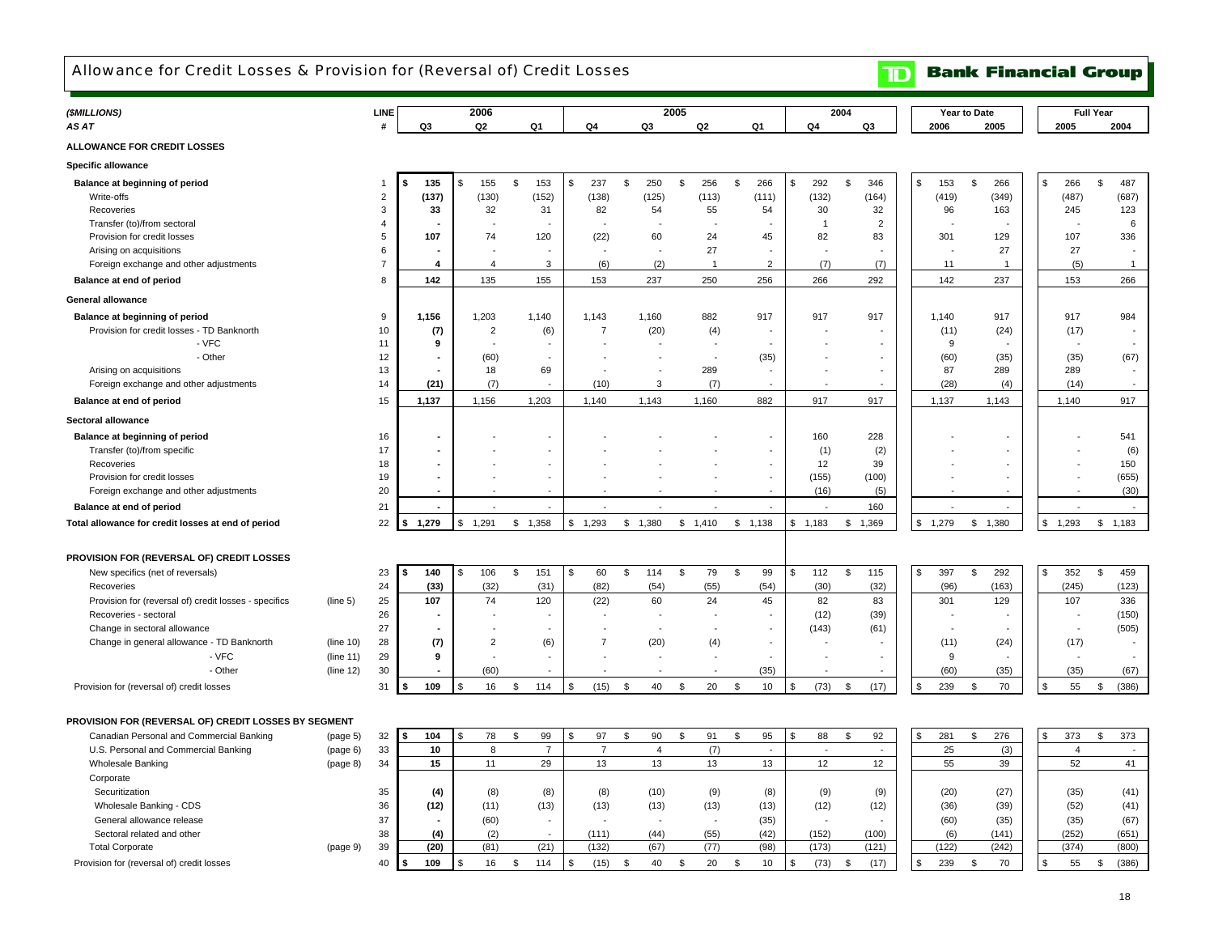# Allowance for Credit Losses & Provision for (Reversal of) Credit Losses

**TD Bank Financial Group**

| *($MILLIONS)* | | LINE | 2006 | | | 2005 | | | | 2004 | | Year to Date | | Full Year | |
|---|---|---|---|---|---|---|---|---|---|---|---|---|---|---|---|
| *AS AT* | | # | Q3 | Q2 | Q1 | Q4 | Q3 | Q2 | Q1 | Q4 | Q3 | 2006 | 2005 | 2005 | 2004 |
| **ALLOWANCE FOR CREDIT LOSSES** | | | | | | | | | | | | | | | |
| **Specific allowance** | | | | | | | | | | | | | | | |
| **Balance at beginning of period** | | 1 | **$ 135** | $ 155 | $ 153 | $ 237 | $ 250 | $ 256 | $ 266 | $ 292 | $ 346 | $ 153 | $ 266 | $ 266 | $ 487 |
| Write-offs | | 2 | **(137)** | (130) | (152) | (138) | (125) | (113) | (111) | (132) | (164) | (419) | (349) | (487) | (687) |
| Recoveries | | 3 | **33** | 32 | 31 | 82 | 54 | 55 | 54 | 30 | 32 | 96 | 163 | 245 | 123 |
| Transfer (to)/from sectoral | | 4 | **-** | - | - | - | - | - | - | 1 | 2 | - | - | - | 6 |
| Provision for credit losses | | 5 | **107** | 74 | 120 | (22) | 60 | 24 | 45 | 82 | 83 | 301 | 129 | 107 | 336 |
| Arising on acquisitions | | 6 | **-** | - | - | - | - | 27 | - | - | - | - | 27 | 27 | - |
| Foreign exchange and other adjustments | | 7 | **4** | 4 | 3 | (6) | (2) | 1 | 2 | (7) | (7) | 11 | 1 | (5) | 1 |
| **Balance at end of period** | | 8 | **142** | 135 | 155 | 153 | 237 | 250 | 256 | 266 | 292 | 142 | 237 | 153 | 266 |
| **General allowance** | | | | | | | | | | | | | | | |
| **Balance at beginning of period** | | 9 | **1,156** | 1,203 | 1,140 | 1,143 | 1,160 | 882 | 917 | 917 | 917 | 1,140 | 917 | 917 | 984 |
| Provision for credit losses - TD Banknorth | | 10 | **(7)** | 2 | (6) | 7 | (20) | (4) | - | - | - | (11) | (24) | (17) | - |
| - VFC | | 11 | **9** | - | - | - | - | - | - | - | - | 9 | - | - | - |
| - Other | | 12 | **-** | (60) | - | - | - | - | (35) | - | - | (60) | (35) | (35) | (67) |
| Arising on acquisitions | | 13 | **-** | 18 | 69 | - | - | 289 | - | - | - | 87 | 289 | 289 | - |
| Foreign exchange and other adjustments | | 14 | **(21)** | (7) | - | (10) | 3 | (7) | - | - | - | (28) | (4) | (14) | - |
| **Balance at end of period** | | 15 | **1,137** | 1,156 | 1,203 | 1,140 | 1,143 | 1,160 | 882 | 917 | 917 | 1,137 | 1,143 | 1,140 | 917 |
| **Sectoral allowance** | | | | | | | | | | | | | | | |
| **Balance at beginning of period** | | 16 | **-** | - | - | - | - | - | - | 160 | 228 | - | - | - | 541 |
| Transfer (to)/from specific | | 17 | **-** | - | - | - | - | - | - | (1) | (2) | - | - | - | (6) |
| Recoveries | | 18 | **-** | - | - | - | - | - | - | 12 | 39 | - | - | - | 150 |
| Provision for credit losses | | 19 | **-** | - | - | - | - | - | - | (155) | (100) | - | - | - | (655) |
| Foreign exchange and other adjustments | | 20 | **-** | - | - | - | - | - | - | (16) | (5) | - | - | - | (30) |
| **Balance at end of period** | | 21 | **-** | - | - | - | - | - | - | - | 160 | - | - | - | - |
| **Total allowance for credit losses at end of period** | | 22 | **$ 1,279** | $ 1,291 | $ 1,358 | $ 1,293 | $ 1,380 | $ 1,410 | $ 1,138 | $ 1,183 | $ 1,369 | $ 1,279 | $ 1,380 | $ 1,293 | $ 1,183 |
| **PROVISION FOR (REVERSAL OF) CREDIT LOSSES** | | | | | | | | | | | | | | | |
| New specifics (net of reversals) | | 23 | **$ 140** | $ 106 | $ 151 | $ 60 | $ 114 | $ 79 | $ 99 | $ 112 | $ 115 | $ 397 | $ 292 | $ 352 | $ 459 |
| Recoveries | | 24 | **(33)** | (32) | (31) | (82) | (54) | (55) | (54) | (30) | (32) | (96) | (163) | (245) | (123) |
| Provision for (reversal of) credit losses - specifics | (line 5) | 25 | **107** | 74 | 120 | (22) | 60 | 24 | 45 | 82 | 83 | 301 | 129 | 107 | 336 |
| Recoveries - sectoral | | 26 | **-** | - | - | - | - | - | - | (12) | (39) | - | - | - | (150) |
| Change in sectoral allowance | | 27 | **-** | - | - | - | - | - | - | (143) | (61) | - | - | - | (505) |
| Change in general allowance - TD Banknorth | (line 10) | 28 | **(7)** | 2 | (6) | 7 | (20) | (4) | - | - | - | (11) | (24) | (17) | - |
| - VFC | (line 11) | 29 | **9** | - | - | - | - | - | - | - | - | 9 | - | - | - |
| - Other | (line 12) | 30 | **-** | (60) | - | - | - | - | (35) | - | - | (60) | (35) | (35) | (67) |
| Provision for (reversal of) credit losses | | 31 | **$ 109** | $ 16 | $ 114 | $ (15) | $ 40 | $ 20 | $ 10 | $ (73) | $ (17) | $ 239 | $ 70 | $ 55 | $ (386) |
| **PROVISION FOR (REVERSAL OF) CREDIT LOSSES BY SEGMENT** | | | | | | | | | | | | | | | |
| Canadian Personal and Commercial Banking | (page 5) | 32 | **$ 104** | $ 78 | $ 99 | $ 97 | $ 90 | $ 91 | $ 95 | $ 88 | $ 92 | $ 281 | $ 276 | $ 373 | $ 373 |
| U.S. Personal and Commercial Banking | (page 6) | 33 | **10** | 8 | 7 | 7 | 4 | (7) | - | - | - | 25 | (3) | 4 | - |
| Wholesale Banking | (page 8) | 34 | **15** | 11 | 29 | 13 | 13 | 13 | 13 | 12 | 12 | 55 | 39 | 52 | 41 |
| Corporate | | | | | | | | | | | | | | | |
| Securitization | | 35 | **(4)** | (8) | (8) | (8) | (10) | (9) | (8) | (9) | (9) | (20) | (27) | (35) | (41) |
| Wholesale Banking - CDS | | 36 | **(12)** | (11) | (13) | (13) | (13) | (13) | (13) | (12) | (12) | (36) | (39) | (52) | (41) |
| General allowance release | | 37 | **-** | (60) | - | - | - | - | (35) | - | - | (60) | (35) | (35) | (67) |
| Sectoral related and other | | 38 | **(4)** | (2) | - | (111) | (44) | (55) | (42) | (152) | (100) | (6) | (141) | (252) | (651) |
| Total Corporate | (page 9) | 39 | **(20)** | (81) | (21) | (132) | (67) | (77) | (98) | (173) | (121) | (122) | (242) | (374) | (800) |
| Provision for (reversal of) credit losses | | 40 | **$ 109** | $ 16 | $ 114 | $ (15) | $ 40 | $ 20 | $ 10 | $ (73) | $ (17) | $ 239 | $ 70 | $ 55 | $ (386) |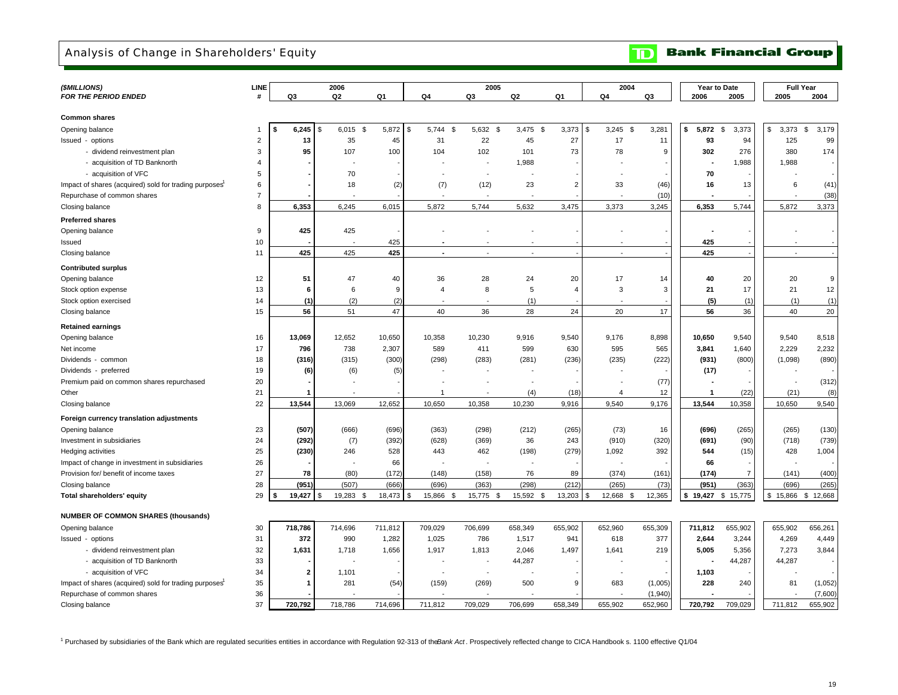# Analysis of Change in Shareholders' Equity

**TD Bank Financial Group**

| *($MILLIONS)* *FOR THE PERIOD ENDED* | LINE # | 2006 Q3 | 2006 Q2 | 2006 Q1 | 2005 Q4 | 2005 Q3 | 2005 Q2 | 2005 Q1 | 2004 Q4 | 2004 Q3 | Year to Date 2006 | Year to Date 2005 | Full Year 2005 | Full Year 2004 |
|---|---|---|---|---|---|---|---|---|---|---|---|---|---|---|
| **Common shares** | | | | | | | | | | | | | | |
| Opening balance | 1 | **$ 6,245** | $ 6,015 | $ 5,872 | $ 5,744 | $ 5,632 | $ 3,475 | $ 3,373 | $ 3,245 | $ 3,281 | **$ 5,872** | $ 3,373 | $ 3,373 | $ 3,179 |
| Issued - options | 2 | **13** | 35 | 45 | 31 | 22 | 45 | 27 | 17 | 11 | **93** | 94 | 125 | 99 |
| - dividend reinvestment plan | 3 | **95** | 107 | 100 | 104 | 102 | 101 | 73 | 78 | 9 | **302** | 276 | 380 | 174 |
| - acquisition of TD Banknorth | 4 | **-** | - | - | - | - | 1,988 | - | - | - | **-** | 1,988 | 1,988 | - |
| - acquisition of VFC | 5 | **-** | 70 | - | - | - | - | - | - | - | **70** | - | - | - |
| Impact of shares (acquired) sold for trading purposes[1] | 6 | **-** | 18 | (2) | (7) | (12) | 23 | 2 | 33 | (46) | **16** | 13 | 6 | (41) |
| Repurchase of common shares | 7 | **-** | - | - | - | - | - | - | - | (10) | **-** | - | - | (38) |
| Closing balance | 8 | **6,353** | 6,245 | 6,015 | 5,872 | 5,744 | 5,632 | 3,475 | 3,373 | 3,245 | **6,353** | 5,744 | 5,872 | 3,373 |
| **Preferred shares** | | | | | | | | | | | | | | |
| Opening balance | 9 | **425** | 425 | - | - | - | - | - | - | - | **-** | - | - | - |
| Issued | 10 | **-** | - | 425 | **-** | - | - | - | - | - | **425** | - | - | - |
| Closing balance | 11 | **425** | 425 | **425** | **-** | - | - | - | - | - | **425** | - | - | - |
| **Contributed surplus** | | | | | | | | | | | | | | |
| Opening balance | 12 | **51** | 47 | 40 | 36 | 28 | 24 | 20 | 17 | 14 | **40** | 20 | 20 | 9 |
| Stock option expense | 13 | **6** | 6 | 9 | 4 | 8 | 5 | 4 | 3 | 3 | **21** | 17 | 21 | 12 |
| Stock option exercised | 14 | **(1)** | (2) | (2) | - | - | (1) | - | - | - | **(5)** | (1) | (1) | (1) |
| Closing balance | 15 | **56** | 51 | 47 | 40 | 36 | 28 | 24 | 20 | 17 | **56** | 36 | 40 | 20 |
| **Retained earnings** | | | | | | | | | | | | | | |
| Opening balance | 16 | **13,069** | 12,652 | 10,650 | 10,358 | 10,230 | 9,916 | 9,540 | 9,176 | 8,898 | **10,650** | 9,540 | 9,540 | 8,518 |
| Net income | 17 | **796** | 738 | 2,307 | 589 | 411 | 599 | 630 | 595 | 565 | **3,841** | 1,640 | 2,229 | 2,232 |
| Dividends - common | 18 | **(316)** | (315) | (300) | (298) | (283) | (281) | (236) | (235) | (222) | **(931)** | (800) | (1,098) | (890) |
| Dividends - preferred | 19 | **(6)** | (6) | (5) | - | - | - | - | - | - | **(17)** | - | - | - |
| Premium paid on common shares repurchased | 20 | **-** | - | - | - | - | - | - | - | (77) | **-** | - | - | (312) |
| Other | 21 | **1** | - | - | 1 | - | (4) | (18) | 4 | 12 | **1** | (22) | (21) | (8) |
| Closing balance | 22 | **13,544** | 13,069 | 12,652 | 10,650 | 10,358 | 10,230 | 9,916 | 9,540 | 9,176 | **13,544** | 10,358 | 10,650 | 9,540 |
| **Foreign currency translation adjustments** | | | | | | | | | | | | | | |
| Opening balance | 23 | **(507)** | (666) | (696) | (363) | (298) | (212) | (265) | (73) | 16 | **(696)** | (265) | (265) | (130) |
| Investment in subsidiaries | 24 | **(292)** | (7) | (392) | (628) | (369) | 36 | 243 | (910) | (320) | **(691)** | (90) | (718) | (739) |
| Hedging activities | 25 | **(230)** | 246 | 528 | 443 | 462 | (198) | (279) | 1,092 | 392 | **544** | (15) | 428 | 1,004 |
| Impact of change in investment in subsidiaries | 26 | **-** | - | 66 | - | - | - | - | - | - | **66** | - | - | - |
| Provision for/ benefit of income taxes | 27 | **78** | (80) | (172) | (148) | (158) | 76 | 89 | (374) | (161) | **(174)** | 7 | (141) | (400) |
| Closing balance | 28 | **(951)** | (507) | (666) | (696) | (363) | (298) | (212) | (265) | (73) | **(951)** | (363) | (696) | (265) |
| **Total shareholders' equity** | 29 | **$ 19,427** | $ 19,283 | $ 18,473 | $ 15,866 | $ 15,775 | $ 15,592 | $ 13,203 | $ 12,668 | $ 12,365 | **$ 19,427** | $ 15,775 | $ 15,866 | $ 12,668 |
| **NUMBER OF COMMON SHARES (thousands)** | | | | | | | | | | | | | | |
| Opening balance | 30 | **718,786** | 714,696 | 711,812 | 709,029 | 706,699 | 658,349 | 655,902 | 652,960 | 655,309 | **711,812** | 655,902 | 655,902 | 656,261 |
| Issued - options | 31 | **372** | 990 | 1,282 | 1,025 | 786 | 1,517 | 941 | 618 | 377 | **2,644** | 3,244 | 4,269 | 4,449 |
| - dividend reinvestment plan | 32 | **1,631** | 1,718 | 1,656 | 1,917 | 1,813 | 2,046 | 1,497 | 1,641 | 219 | **5,005** | 5,356 | 7,273 | 3,844 |
| - acquisition of TD Banknorth | 33 | **-** | - | - | - | - | 44,287 | - | - | - | **-** | 44,287 | 44,287 | - |
| - acquisition of VFC | 34 | **2** | 1,101 | - | - | - | - | - | - | - | **1,103** | - | - | - |
| Impact of shares (acquired) sold for trading purposes[1] | 35 | **1** | 281 | (54) | (159) | (269) | 500 | 9 | 683 | (1,005) | **228** | 240 | 81 | (1,052) |
| Repurchase of common shares | 36 | **-** | - | - | - | - | - | - | - | (1,940) | **-** | - | - | (7,600) |
| Closing balance | 37 | **720,792** | 718,786 | 714,696 | 711,812 | 709,029 | 706,699 | 658,349 | 655,902 | 652,960 | **720,792** | 709,029 | 711,812 | 655,902 |

[1] Purchased by subsidiaries of the Bank which are regulated securities entities in accordance with Regulation 92-313 of the *Bank Act*. Prospectively reflected change to CICA Handbook s. 1100 effective Q1/04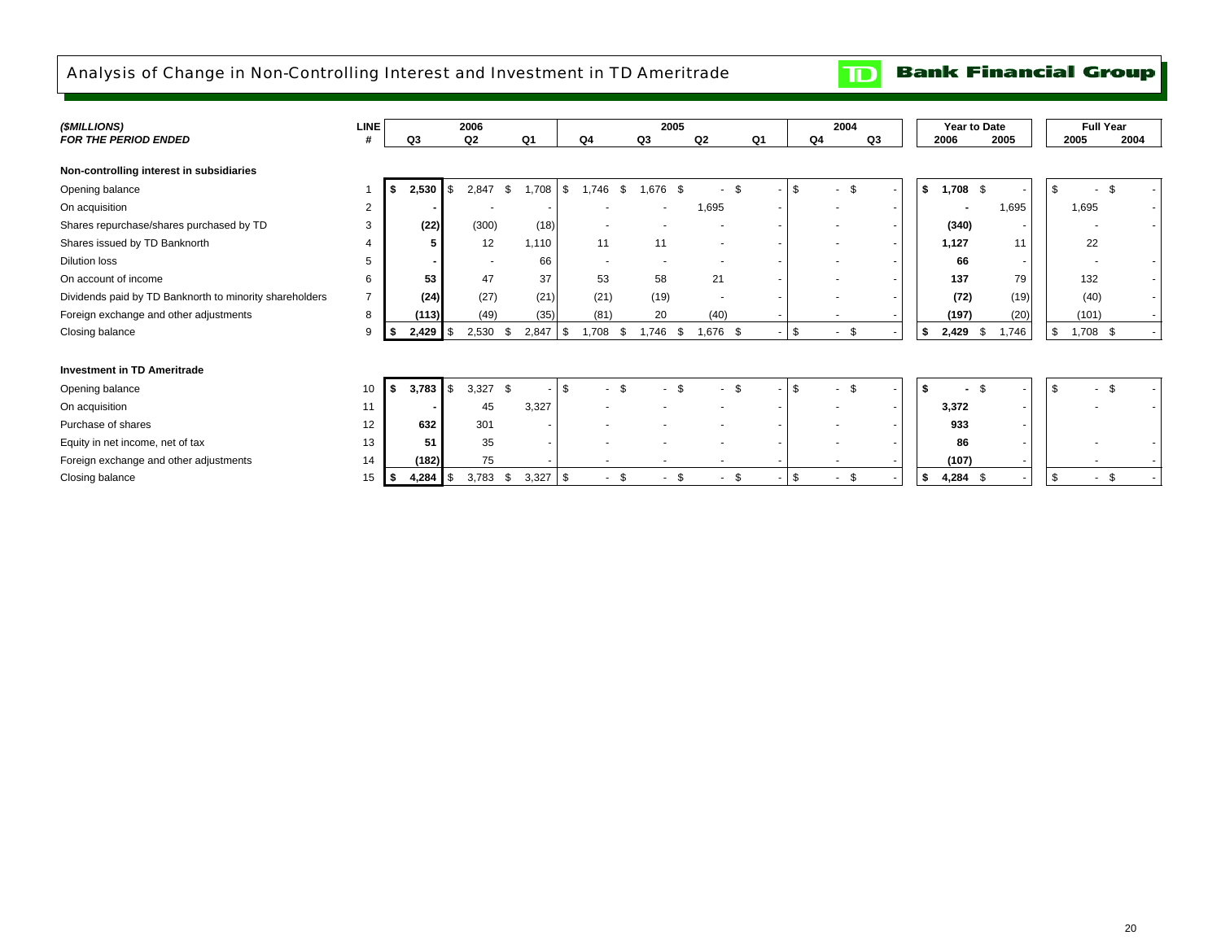# Analysis of Change in Non-Controlling Interest and Investment in TD Ameritrade

**TD Bank Financial Group**

| ($MILLIONS) *FOR THE PERIOD ENDED* | LINE # | 2006 Q3 | 2006 Q2 | 2006 Q1 | 2005 Q4 | 2005 Q3 | 2005 Q2 | 2005 Q1 | 2004 Q4 | 2004 Q3 | Year to Date 2006 | Year to Date 2005 | Full Year 2005 | Full Year 2004 |
|---|---|---|---|---|---|---|---|---|---|---|---|---|---|---|
| **Non-controlling interest in subsidiaries** | | | | | | | | | | | | | | |
| Opening balance | 1 | **$ 2,530** | $ 2,847 | $ 1,708 | $ 1,746 | $ 1,676 | $ - | $ - | $ - | $ - | **$ 1,708** | $ - | $ - | $ - |
| On acquisition | 2 | **-** | - | - | - | - | 1,695 | - | - | - | **-** | 1,695 | 1,695 | - |
| Shares repurchase/shares purchased by TD | 3 | **(22)** | (300) | (18) | - | - | - | - | - | - | **(340)** | - | - | - |
| Shares issued by TD Banknorth | 4 | **5** | 12 | 1,110 | 11 | 11 | - | - | - | - | **1,127** | 11 | 22 | |
| Dilution loss | 5 | **-** | - | 66 | - | - | - | - | - | - | **66** | - | - | - |
| On account of income | 6 | **53** | 47 | 37 | 53 | 58 | 21 | - | - | - | **137** | 79 | 132 | - |
| Dividends paid by TD Banknorth to minority shareholders | 7 | **(24)** | (27) | (21) | (21) | (19) | - | - | - | - | **(72)** | (19) | (40) | - |
| Foreign exchange and other adjustments | 8 | **(113)** | (49) | (35) | (81) | 20 | (40) | - | - | - | **(197)** | (20) | (101) | - |
| Closing balance | 9 | **$ 2,429** | $ 2,530 | $ 2,847 | $ 1,708 | $ 1,746 | $ 1,676 | $ - | $ - | $ - | **$ 2,429** | $ 1,746 | $ 1,708 | $ - |
| **Investment in TD Ameritrade** | | | | | | | | | | | | | | |
| Opening balance | 10 | **$ 3,783** | $ 3,327 | $ - | $ - | $ - | $ - | $ - | $ - | $ - | **$ -** | $ - | $ - | $ - |
| On acquisition | 11 | **-** | 45 | 3,327 | - | - | - | - | - | - | **3,372** | - | - | - |
| Purchase of shares | 12 | **632** | 301 | - | - | - | - | - | - | - | **933** | - | | |
| Equity in net income, net of tax | 13 | **51** | 35 | - | - | - | - | - | - | - | **86** | - | - | - |
| Foreign exchange and other adjustments | 14 | **(182)** | 75 | - | - | - | - | - | - | - | **(107)** | - | - | - |
| Closing balance | 15 | **$ 4,284** | $ 3,783 | $ 3,327 | $ - | $ - | $ - | $ - | $ - | $ - | **$ 4,284** | $ - | $ - | $ - |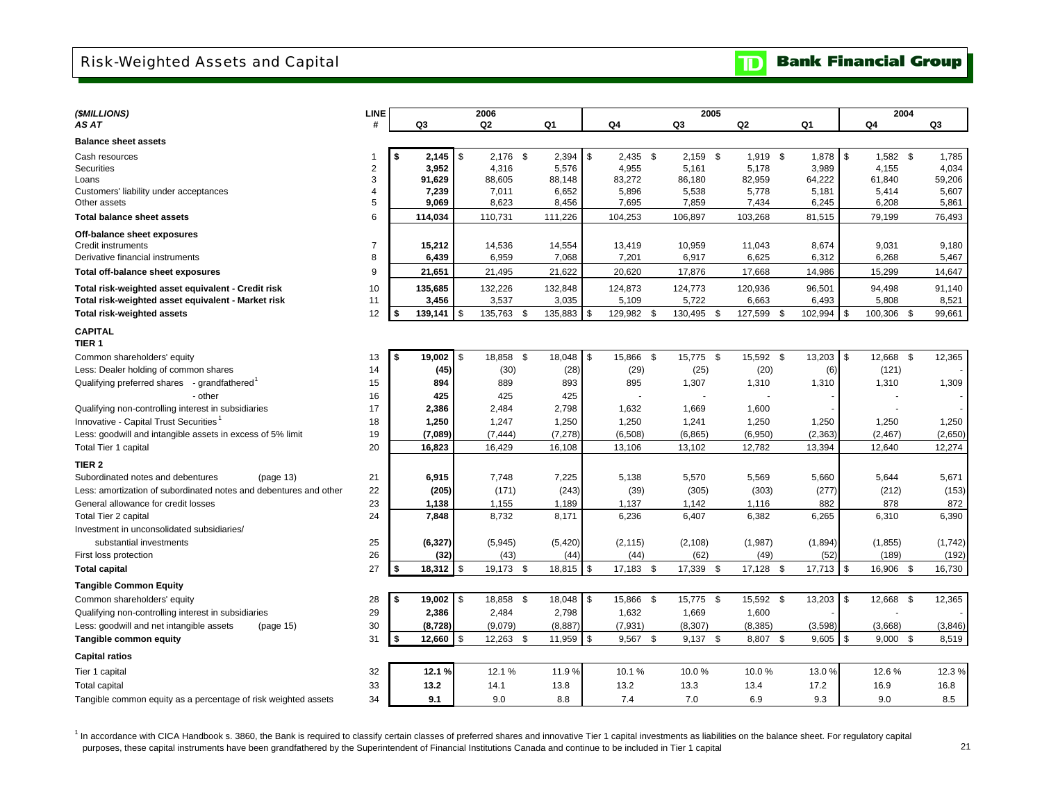# Risk-Weighted Assets and Capital

**TD Bank Financial Group**

| ($MILLIONS) AS AT | LINE # | 2006 Q3 | 2006 Q2 | 2006 Q1 | 2005 Q4 | 2005 Q3 | 2005 Q2 | 2005 Q1 | 2004 Q4 | 2004 Q3 |
|---|---|---|---|---|---|---|---|---|---|---|
| **Balance sheet assets** | | | | | | | | | | |
| Cash resources | 1 | **$ 2,145** | $ 2,176 | $ 2,394 | $ 2,435 | $ 2,159 | $ 1,919 | $ 1,878 | $ 1,582 | $ 1,785 |
| Securities | 2 | **3,952** | 4,316 | 5,576 | 4,955 | 5,161 | 5,178 | 3,989 | 4,155 | 4,034 |
| Loans | 3 | **91,629** | 88,605 | 88,148 | 83,272 | 86,180 | 82,959 | 64,222 | 61,840 | 59,206 |
| Customers' liability under acceptances | 4 | **7,239** | 7,011 | 6,652 | 5,896 | 5,538 | 5,778 | 5,181 | 5,414 | 5,607 |
| Other assets | 5 | **9,069** | 8,623 | 8,456 | 7,695 | 7,859 | 7,434 | 6,245 | 6,208 | 5,861 |
| **Total balance sheet assets** | 6 | **114,034** | 110,731 | 111,226 | 104,253 | 106,897 | 103,268 | 81,515 | 79,199 | 76,493 |
| **Off-balance sheet exposures** | | | | | | | | | | |
| Credit instruments | 7 | **15,212** | 14,536 | 14,554 | 13,419 | 10,959 | 11,043 | 8,674 | 9,031 | 9,180 |
| Derivative financial instruments | 8 | **6,439** | 6,959 | 7,068 | 7,201 | 6,917 | 6,625 | 6,312 | 6,268 | 5,467 |
| **Total off-balance sheet exposures** | 9 | **21,651** | 21,495 | 21,622 | 20,620 | 17,876 | 17,668 | 14,986 | 15,299 | 14,647 |
| **Total risk-weighted asset equivalent - Credit risk** | 10 | **135,685** | 132,226 | 132,848 | 124,873 | 124,773 | 120,936 | 96,501 | 94,498 | 91,140 |
| **Total risk-weighted asset equivalent - Market risk** | 11 | **3,456** | 3,537 | 3,035 | 5,109 | 5,722 | 6,663 | 6,493 | 5,808 | 8,521 |
| **Total risk-weighted assets** | 12 | **$ 139,141** | $ 135,763 | $ 135,883 | $ 129,982 | $ 130,495 | $ 127,599 | $ 102,994 | $ 100,306 | $ 99,661 |
| **CAPITAL** | | | | | | | | | | |
| **TIER 1** | | | | | | | | | | |
| Common shareholders' equity | 13 | **$ 19,002** | $ 18,858 | $ 18,048 | $ 15,866 | $ 15,775 | $ 15,592 | $ 13,203 | $ 12,668 | $ 12,365 |
| Less: Dealer holding of common shares | 14 | **(45)** | (30) | (28) | (29) | (25) | (20) | (6) | (121) | - |
| Qualifying preferred shares - grandfathered[1] | 15 | **894** | 889 | 893 | 895 | 1,307 | 1,310 | 1,310 | 1,310 | 1,309 |
| - other | 16 | **425** | 425 | 425 | - | - | - | - | - | - |
| Qualifying non-controlling interest in subsidiaries | 17 | **2,386** | 2,484 | 2,798 | 1,632 | 1,669 | 1,600 | - | - | - |
| Innovative - Capital Trust Securities[1] | 18 | **1,250** | 1,247 | 1,250 | 1,250 | 1,241 | 1,250 | 1,250 | 1,250 | 1,250 |
| Less: goodwill and intangible assets in excess of 5% limit | 19 | **(7,089)** | (7,444) | (7,278) | (6,508) | (6,865) | (6,950) | (2,363) | (2,467) | (2,650) |
| Total Tier 1 capital | 20 | **16,823** | 16,429 | 16,108 | 13,106 | 13,102 | 12,782 | 13,394 | 12,640 | 12,274 |
| **TIER 2** | | | | | | | | | | |
| Subordinated notes and debentures (page 13) | 21 | **6,915** | 7,748 | 7,225 | 5,138 | 5,570 | 5,569 | 5,660 | 5,644 | 5,671 |
| Less: amortization of subordinated notes and debentures and other | 22 | **(205)** | (171) | (243) | (39) | (305) | (303) | (277) | (212) | (153) |
| General allowance for credit losses | 23 | **1,138** | 1,155 | 1,189 | 1,137 | 1,142 | 1,116 | 882 | 878 | 872 |
| Total Tier 2 capital | 24 | **7,848** | 8,732 | 8,171 | 6,236 | 6,407 | 6,382 | 6,265 | 6,310 | 6,390 |
| Investment in unconsolidated subsidiaries/ substantial investments | 25 | **(6,327)** | (5,945) | (5,420) | (2,115) | (2,108) | (1,987) | (1,894) | (1,855) | (1,742) |
| First loss protection | 26 | **(32)** | (43) | (44) | (44) | (62) | (49) | (52) | (189) | (192) |
| **Total capital** | 27 | **$ 18,312** | $ 19,173 | $ 18,815 | $ 17,183 | $ 17,339 | $ 17,128 | $ 17,713 | $ 16,906 | $ 16,730 |
| **Tangible Common Equity** | | | | | | | | | | |
| Common shareholders' equity | 28 | **$ 19,002** | $ 18,858 | $ 18,048 | $ 15,866 | $ 15,775 | $ 15,592 | $ 13,203 | $ 12,668 | $ 12,365 |
| Qualifying non-controlling interest in subsidiaries | 29 | **2,386** | 2,484 | 2,798 | 1,632 | 1,669 | 1,600 | - | - | - |
| Less: goodwill and net intangible assets (page 15) | 30 | **(8,728)** | (9,079) | (8,887) | (7,931) | (8,307) | (8,385) | (3,598) | (3,668) | (3,846) |
| **Tangible common equity** | 31 | **$ 12,660** | $ 12,263 | $ 11,959 | $ 9,567 | $ 9,137 | $ 8,807 | $ 9,605 | $ 9,000 | $ 8,519 |
| **Capital ratios** | | | | | | | | | | |
| Tier 1 capital | 32 | **12.1 %** | 12.1 % | 11.9 % | 10.1 % | 10.0 % | 10.0 % | 13.0 % | 12.6 % | 12.3 % |
| Total capital | 33 | **13.2** | 14.1 | 13.8 | 13.2 | 13.3 | 13.4 | 17.2 | 16.9 | 16.8 |
| Tangible common equity as a percentage of risk weighted assets | 34 | **9.1** | 9.0 | 8.8 | 7.4 | 7.0 | 6.9 | 9.3 | 9.0 | 8.5 |

[1] In accordance with CICA Handbook s. 3860, the Bank is required to classify certain classes of preferred shares and innovative Tier 1 capital investments as liabilities on the balance sheet. For regulatory capital purposes, these capital instruments have been grandfathered by the Superintendent of Financial Institutions Canada and continue to be included in Tier 1 capital